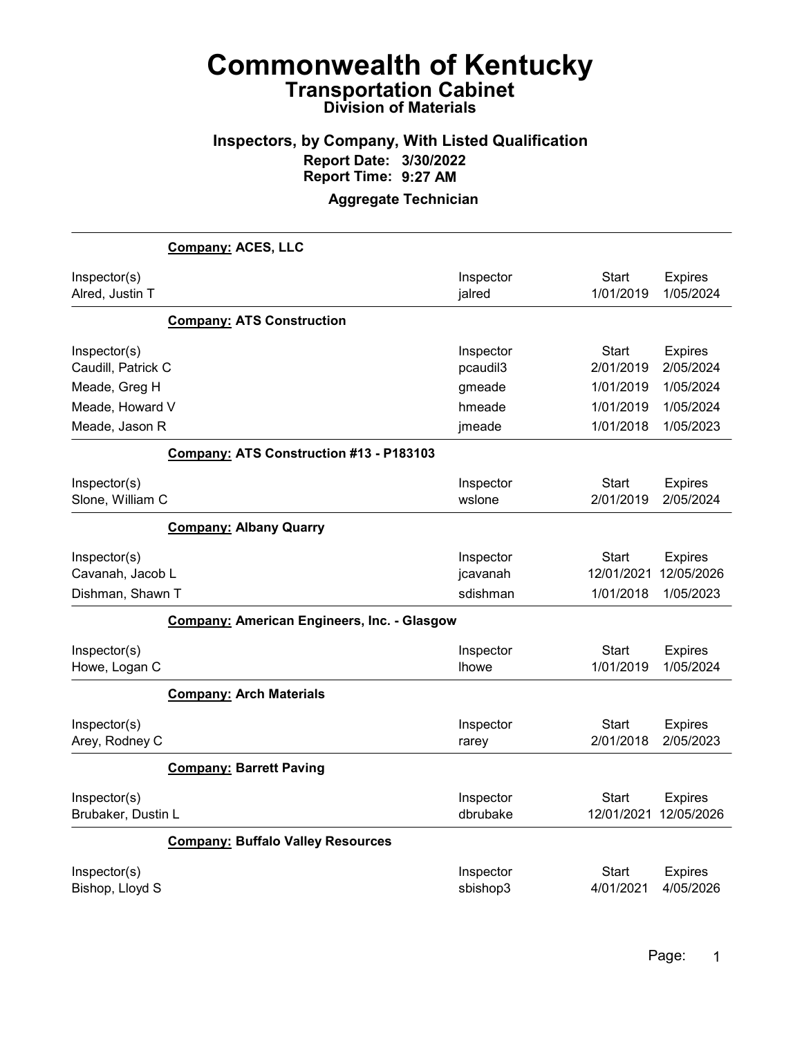# Commonwealth of Kentucky

## Transportation Cabinet

### Division of Materials

### Inspectors, by Company, With Listed Qualification

**Report Date: 3/30/2022**
**Report Time: 9:27 AM**

**Aggregate Technician**

**Company: ACES, LLC**

| Inspector(s) | Inspector | Start | Expires |
|---|---|---|---|
| Alred, Justin T | jalred | 1/01/2019 | 1/05/2024 |

**Company: ATS Construction**

| Inspector(s) | Inspector | Start | Expires |
|---|---|---|---|
| Caudill, Patrick C | pcaudil3 | 2/01/2019 | 2/05/2024 |
| Meade, Greg H | gmeade | 1/01/2019 | 1/05/2024 |
| Meade, Howard V | hmeade | 1/01/2019 | 1/05/2024 |
| Meade, Jason R | jmeade | 1/01/2018 | 1/05/2023 |

**Company: ATS Construction #13 - P183103**

| Inspector(s) | Inspector | Start | Expires |
|---|---|---|---|
| Slone, William C | wslone | 2/01/2019 | 2/05/2024 |

**Company: Albany Quarry**

| Inspector(s) | Inspector | Start | Expires |
|---|---|---|---|
| Cavanah, Jacob L | jcavanah | 12/01/2021 | 12/05/2026 |
| Dishman, Shawn T | sdishman | 1/01/2018 | 1/05/2023 |

**Company: American Engineers, Inc. - Glasgow**

| Inspector(s) | Inspector | Start | Expires |
|---|---|---|---|
| Howe, Logan C | lhowe | 1/01/2019 | 1/05/2024 |

**Company: Arch Materials**

| Inspector(s) | Inspector | Start | Expires |
|---|---|---|---|
| Arey, Rodney C | rarey | 2/01/2018 | 2/05/2023 |

**Company: Barrett Paving**

| Inspector(s) | Inspector | Start | Expires |
|---|---|---|---|
| Brubaker, Dustin L | dbrubake | 12/01/2021 | 12/05/2026 |

**Company: Buffalo Valley Resources**

| Inspector(s) | Inspector | Start | Expires |
|---|---|---|---|
| Bishop, Lloyd S | sbishop3 | 4/01/2021 | 4/05/2026 |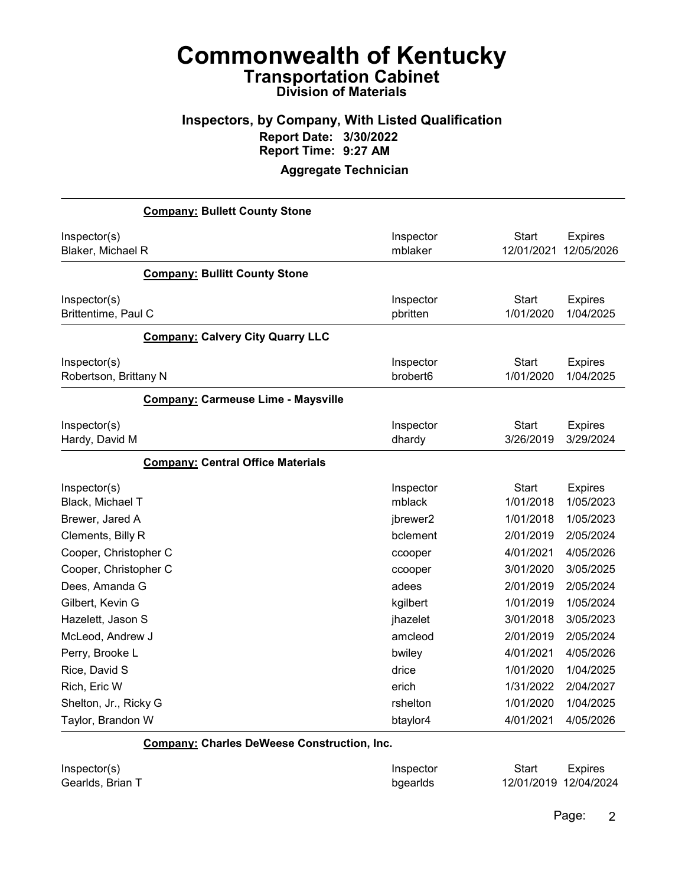# Commonwealth of Kentucky
## Transportation Cabinet
### Division of Materials

### Inspectors, by Company, With Listed Qualification
**Report Date: 3/30/2022**
**Report Time: 9:27 AM**

**Aggregate Technician**

**Company: Bullett County Stone**

| Inspector(s) | Inspector | Start | Expires |
|---|---|---|---|
| Blaker, Michael R | mblaker | 12/01/2021 | 12/05/2026 |

**Company: Bullitt County Stone**

| Inspector(s) | Inspector | Start | Expires |
|---|---|---|---|
| Brittentime, Paul C | pbritten | 1/01/2020 | 1/04/2025 |

**Company: Calvery City Quarry LLC**

| Inspector(s) | Inspector | Start | Expires |
|---|---|---|---|
| Robertson, Brittany N | brobert6 | 1/01/2020 | 1/04/2025 |

**Company: Carmeuse Lime - Maysville**

| Inspector(s) | Inspector | Start | Expires |
|---|---|---|---|
| Hardy, David M | dhardy | 3/26/2019 | 3/29/2024 |

**Company: Central Office Materials**

| Inspector(s) | Inspector | Start | Expires |
|---|---|---|---|
| Black, Michael T | mblack | 1/01/2018 | 1/05/2023 |
| Brewer, Jared A | jbrewer2 | 1/01/2018 | 1/05/2023 |
| Clements, Billy R | bclement | 2/01/2019 | 2/05/2024 |
| Cooper, Christopher C | ccooper | 4/01/2021 | 4/05/2026 |
| Cooper, Christopher C | ccooper | 3/01/2020 | 3/05/2025 |
| Dees, Amanda G | adees | 2/01/2019 | 2/05/2024 |
| Gilbert, Kevin G | kgilbert | 1/01/2019 | 1/05/2024 |
| Hazelett, Jason S | jhazelet | 3/01/2018 | 3/05/2023 |
| McLeod, Andrew J | amcleod | 2/01/2019 | 2/05/2024 |
| Perry, Brooke L | bwiley | 4/01/2021 | 4/05/2026 |
| Rice, David S | drice | 1/01/2020 | 1/04/2025 |
| Rich, Eric W | erich | 1/31/2022 | 2/04/2027 |
| Shelton, Jr., Ricky G | rshelton | 1/01/2020 | 1/04/2025 |
| Taylor, Brandon W | btaylor4 | 4/01/2021 | 4/05/2026 |

**Company: Charles DeWeese Construction, Inc.**

| Inspector(s) | Inspector | Start | Expires |
|---|---|---|---|
| Gearlds, Brian T | bgearlds | 12/01/2019 | 12/04/2024 |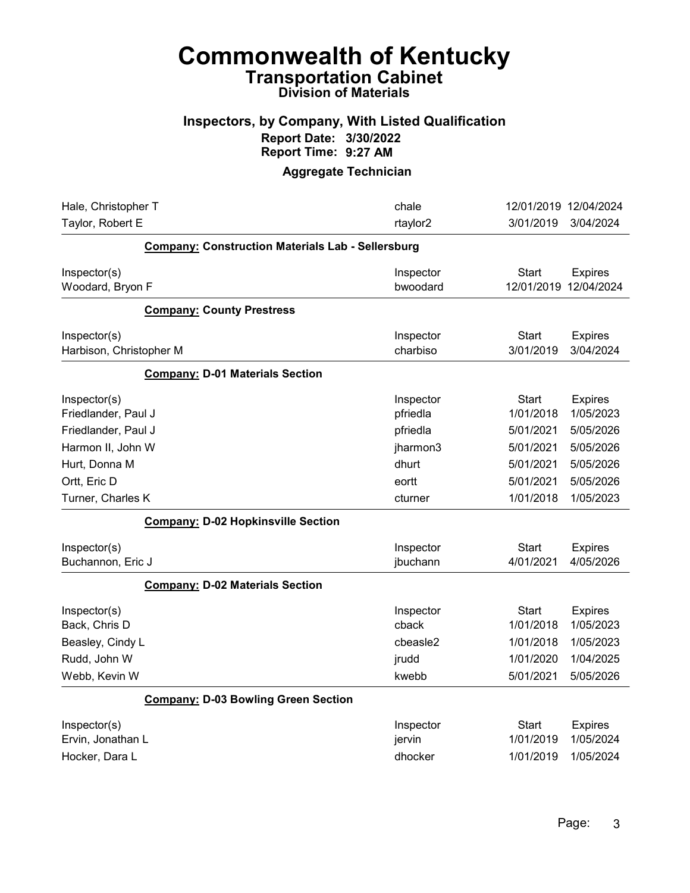# Commonwealth of Kentucky

## Transportation Cabinet

### Division of Materials

## Inspectors, by Company, With Listed Qualification

**Report Date: 3/30/2022**
**Report Time: 9:27 AM**

### Aggregate Technician

| Inspector(s) | Inspector | Start | Expires |
|---|---|---|---|
| Hale, Christopher T | chale | 12/01/2019 | 12/04/2024 |
| Taylor, Robert E | rtaylor2 | 3/01/2019 | 3/04/2024 |

**Company: Construction Materials Lab - Sellersburg**

| Inspector(s) | Inspector | Start | Expires |
|---|---|---|---|
| Woodard, Bryon F | bwoodard | 12/01/2019 | 12/04/2024 |

**Company: County Prestress**

| Inspector(s) | Inspector | Start | Expires |
|---|---|---|---|
| Harbison, Christopher M | charbiso | 3/01/2019 | 3/04/2024 |

**Company: D-01 Materials Section**

| Inspector(s) | Inspector | Start | Expires |
|---|---|---|---|
| Friedlander, Paul J | pfriedla | 1/01/2018 | 1/05/2023 |
| Friedlander, Paul J | pfriedla | 5/01/2021 | 5/05/2026 |
| Harmon II, John W | jharmon3 | 5/01/2021 | 5/05/2026 |
| Hurt, Donna M | dhurt | 5/01/2021 | 5/05/2026 |
| Ortt, Eric D | eortt | 5/01/2021 | 5/05/2026 |
| Turner, Charles K | cturner | 1/01/2018 | 1/05/2023 |

**Company: D-02 Hopkinsville Section**

| Inspector(s) | Inspector | Start | Expires |
|---|---|---|---|
| Buchannon, Eric J | jbuchann | 4/01/2021 | 4/05/2026 |

**Company: D-02 Materials Section**

| Inspector(s) | Inspector | Start | Expires |
|---|---|---|---|
| Back, Chris D | cback | 1/01/2018 | 1/05/2023 |
| Beasley, Cindy L | cbeasle2 | 1/01/2018 | 1/05/2023 |
| Rudd, John W | jrudd | 1/01/2020 | 1/04/2025 |
| Webb, Kevin W | kwebb | 5/01/2021 | 5/05/2026 |

**Company: D-03 Bowling Green Section**

| Inspector(s) | Inspector | Start | Expires |
|---|---|---|---|
| Ervin, Jonathan L | jervin | 1/01/2019 | 1/05/2024 |
| Hocker, Dara L | dhocker | 1/01/2019 | 1/05/2024 |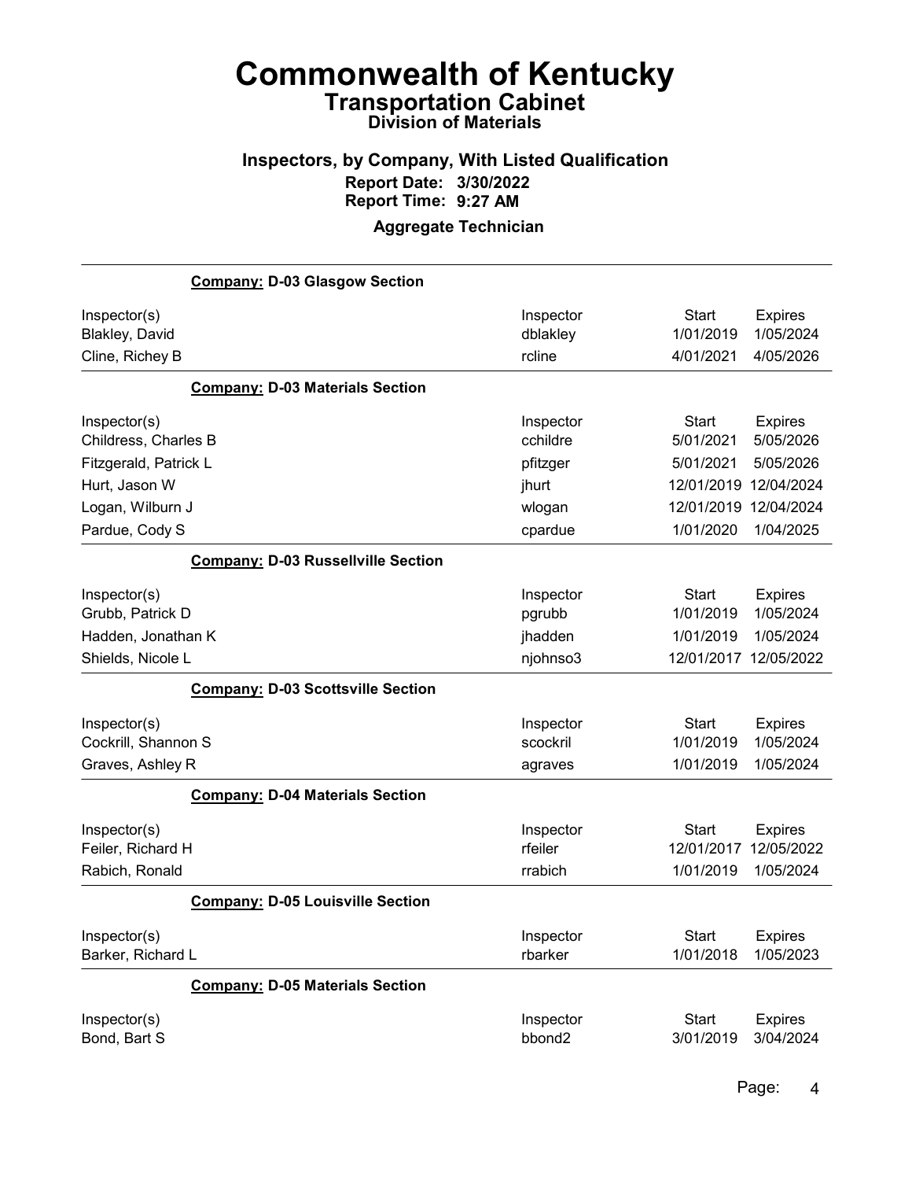# Commonwealth of Kentucky

## Transportation Cabinet

### Division of Materials

### Inspectors, by Company, With Listed Qualification

**Report Date: 3/30/2022**
**Report Time: 9:27 AM**

### Aggregate Technician

**Company: D-03 Glasgow Section**

| Inspector(s) | Inspector | Start | Expires |
|---|---|---|---|
| Blakley, David | dblakley | 1/01/2019 | 1/05/2024 |
| Cline, Richey B | rcline | 4/01/2021 | 4/05/2026 |

**Company: D-03 Materials Section**

| Inspector(s) | Inspector | Start | Expires |
|---|---|---|---|
| Childress, Charles B | cchildre | 5/01/2021 | 5/05/2026 |
| Fitzgerald, Patrick L | pfitzger | 5/01/2021 | 5/05/2026 |
| Hurt, Jason W | jhurt | 12/01/2019 | 12/04/2024 |
| Logan, Wilburn J | wlogan | 12/01/2019 | 12/04/2024 |
| Pardue, Cody S | cpardue | 1/01/2020 | 1/04/2025 |

**Company: D-03 Russellville Section**

| Inspector(s) | Inspector | Start | Expires |
|---|---|---|---|
| Grubb, Patrick D | pgrubb | 1/01/2019 | 1/05/2024 |
| Hadden, Jonathan K | jhadden | 1/01/2019 | 1/05/2024 |
| Shields, Nicole L | njohnso3 | 12/01/2017 | 12/05/2022 |

**Company: D-03 Scottsville Section**

| Inspector(s) | Inspector | Start | Expires |
|---|---|---|---|
| Cockrill, Shannon S | scockril | 1/01/2019 | 1/05/2024 |
| Graves, Ashley R | agraves | 1/01/2019 | 1/05/2024 |

**Company: D-04 Materials Section**

| Inspector(s) | Inspector | Start | Expires |
|---|---|---|---|
| Feiler, Richard H | rfeiler | 12/01/2017 | 12/05/2022 |
| Rabich, Ronald | rrabich | 1/01/2019 | 1/05/2024 |

**Company: D-05 Louisville Section**

| Inspector(s) | Inspector | Start | Expires |
|---|---|---|---|
| Barker, Richard L | rbarker | 1/01/2018 | 1/05/2023 |

**Company: D-05 Materials Section**

| Inspector(s) | Inspector | Start | Expires |
|---|---|---|---|
| Bond, Bart S | bbond2 | 3/01/2019 | 3/04/2024 |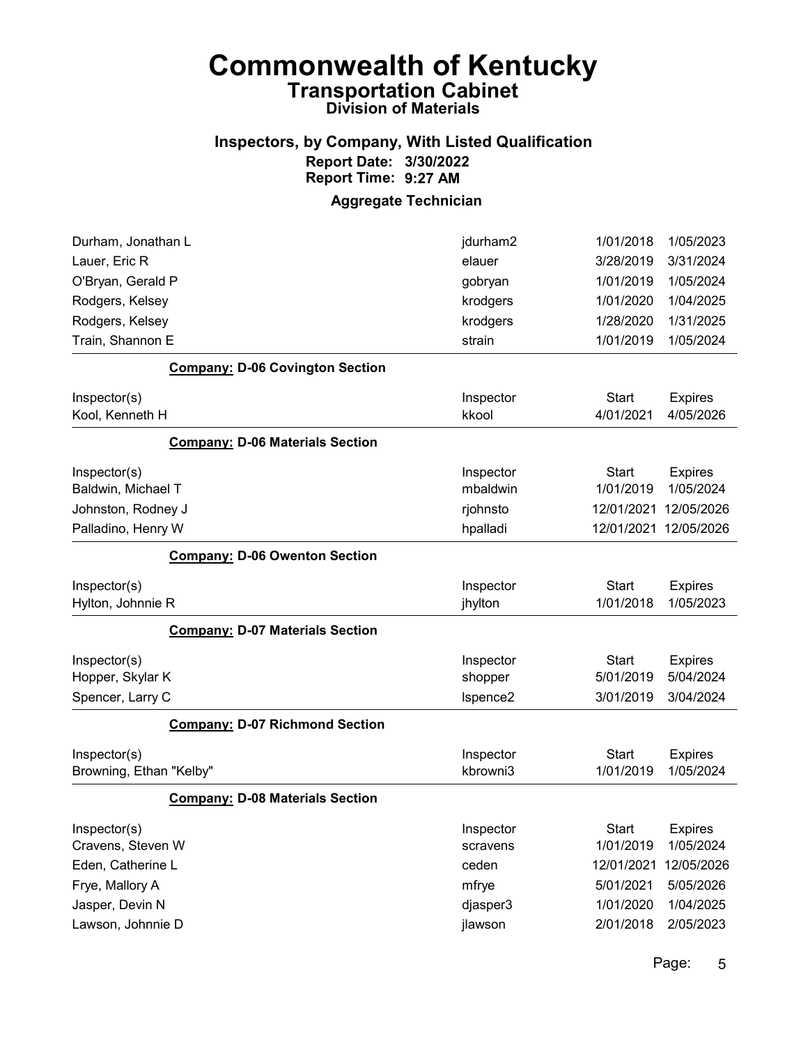# Commonwealth of Kentucky

## Transportation Cabinet

### Division of Materials

### Inspectors, by Company, With Listed Qualification

**Report Date: 3/30/2022**
**Report Time: 9:27 AM**

### Aggregate Technician

| Inspector(s) | Inspector | Start | Expires |
|---|---|---|---|
| Durham, Jonathan L | jdurham2 | 1/01/2018 | 1/05/2023 |
| Lauer, Eric R | elauer | 3/28/2019 | 3/31/2024 |
| O'Bryan, Gerald P | gobryan | 1/01/2019 | 1/05/2024 |
| Rodgers, Kelsey | krodgers | 1/01/2020 | 1/04/2025 |
| Rodgers, Kelsey | krodgers | 1/28/2020 | 1/31/2025 |
| Train, Shannon E | strain | 1/01/2019 | 1/05/2024 |

**Company: D-06 Covington Section**

| Inspector(s) | Inspector | Start | Expires |
|---|---|---|---|
| Kool, Kenneth H | kkool | 4/01/2021 | 4/05/2026 |

**Company: D-06 Materials Section**

| Inspector(s) | Inspector | Start | Expires |
|---|---|---|---|
| Baldwin, Michael T | mbaldwin | 1/01/2019 | 1/05/2024 |
| Johnston, Rodney J | rjohnsto | 12/01/2021 | 12/05/2026 |
| Palladino, Henry W | hpalladi | 12/01/2021 | 12/05/2026 |

**Company: D-06 Owenton Section**

| Inspector(s) | Inspector | Start | Expires |
|---|---|---|---|
| Hylton, Johnnie R | jhylton | 1/01/2018 | 1/05/2023 |

**Company: D-07 Materials Section**

| Inspector(s) | Inspector | Start | Expires |
|---|---|---|---|
| Hopper, Skylar K | shopper | 5/01/2019 | 5/04/2024 |
| Spencer, Larry C | lspence2 | 3/01/2019 | 3/04/2024 |

**Company: D-07 Richmond Section**

| Inspector(s) | Inspector | Start | Expires |
|---|---|---|---|
| Browning, Ethan "Kelby" | kbrowni3 | 1/01/2019 | 1/05/2024 |

**Company: D-08 Materials Section**

| Inspector(s) | Inspector | Start | Expires |
|---|---|---|---|
| Cravens, Steven W | scravens | 1/01/2019 | 1/05/2024 |
| Eden, Catherine L | ceden | 12/01/2021 | 12/05/2026 |
| Frye, Mallory A | mfrye | 5/01/2021 | 5/05/2026 |
| Jasper, Devin N | djasper3 | 1/01/2020 | 1/04/2025 |
| Lawson, Johnnie D | jlawson | 2/01/2018 | 2/05/2023 |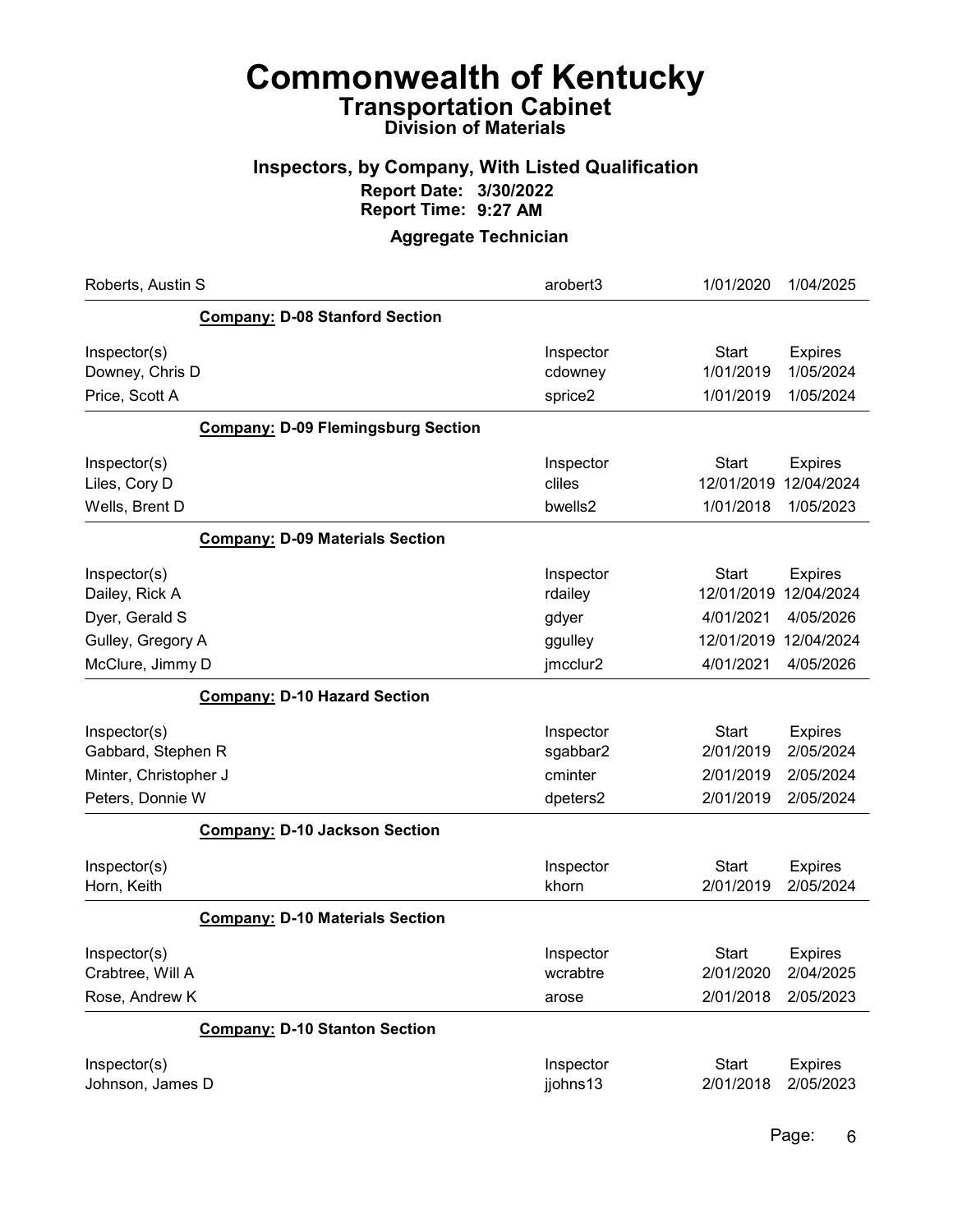# Commonwealth of Kentucky
## Transportation Cabinet
### Division of Materials

### Inspectors, by Company, With Listed Qualification
**Report Date: 3/30/2022**
**Report Time: 9:27 AM**

### Aggregate Technician

| | Inspector | Start | Expires |
|---|---|---|---|
| Roberts, Austin S | arobert3 | 1/01/2020 | 1/04/2025 |

**Company:** D-08 Stanford Section

| Inspector(s) | Inspector | Start | Expires |
|---|---|---|---|
| Downey, Chris D | cdowney | 1/01/2019 | 1/05/2024 |
| Price, Scott A | sprice2 | 1/01/2019 | 1/05/2024 |

**Company:** D-09 Flemingsburg Section

| Inspector(s) | Inspector | Start | Expires |
|---|---|---|---|
| Liles, Cory D | cliles | 12/01/2019 | 12/04/2024 |
| Wells, Brent D | bwells2 | 1/01/2018 | 1/05/2023 |

**Company:** D-09 Materials Section

| Inspector(s) | Inspector | Start | Expires |
|---|---|---|---|
| Dailey, Rick A | rdailey | 12/01/2019 | 12/04/2024 |
| Dyer, Gerald S | gdyer | 4/01/2021 | 4/05/2026 |
| Gulley, Gregory A | ggulley | 12/01/2019 | 12/04/2024 |
| McClure, Jimmy D | jmcclur2 | 4/01/2021 | 4/05/2026 |

**Company:** D-10 Hazard Section

| Inspector(s) | Inspector | Start | Expires |
|---|---|---|---|
| Gabbard, Stephen R | sgabbar2 | 2/01/2019 | 2/05/2024 |
| Minter, Christopher J | cminter | 2/01/2019 | 2/05/2024 |
| Peters, Donnie W | dpeters2 | 2/01/2019 | 2/05/2024 |

**Company:** D-10 Jackson Section

| Inspector(s) | Inspector | Start | Expires |
|---|---|---|---|
| Horn, Keith | khorn | 2/01/2019 | 2/05/2024 |

**Company:** D-10 Materials Section

| Inspector(s) | Inspector | Start | Expires |
|---|---|---|---|
| Crabtree, Will A | wcrabtre | 2/01/2020 | 2/04/2025 |
| Rose, Andrew K | arose | 2/01/2018 | 2/05/2023 |

**Company:** D-10 Stanton Section

| Inspector(s) | Inspector | Start | Expires |
|---|---|---|---|
| Johnson, James D | jjohns13 | 2/01/2018 | 2/05/2023 |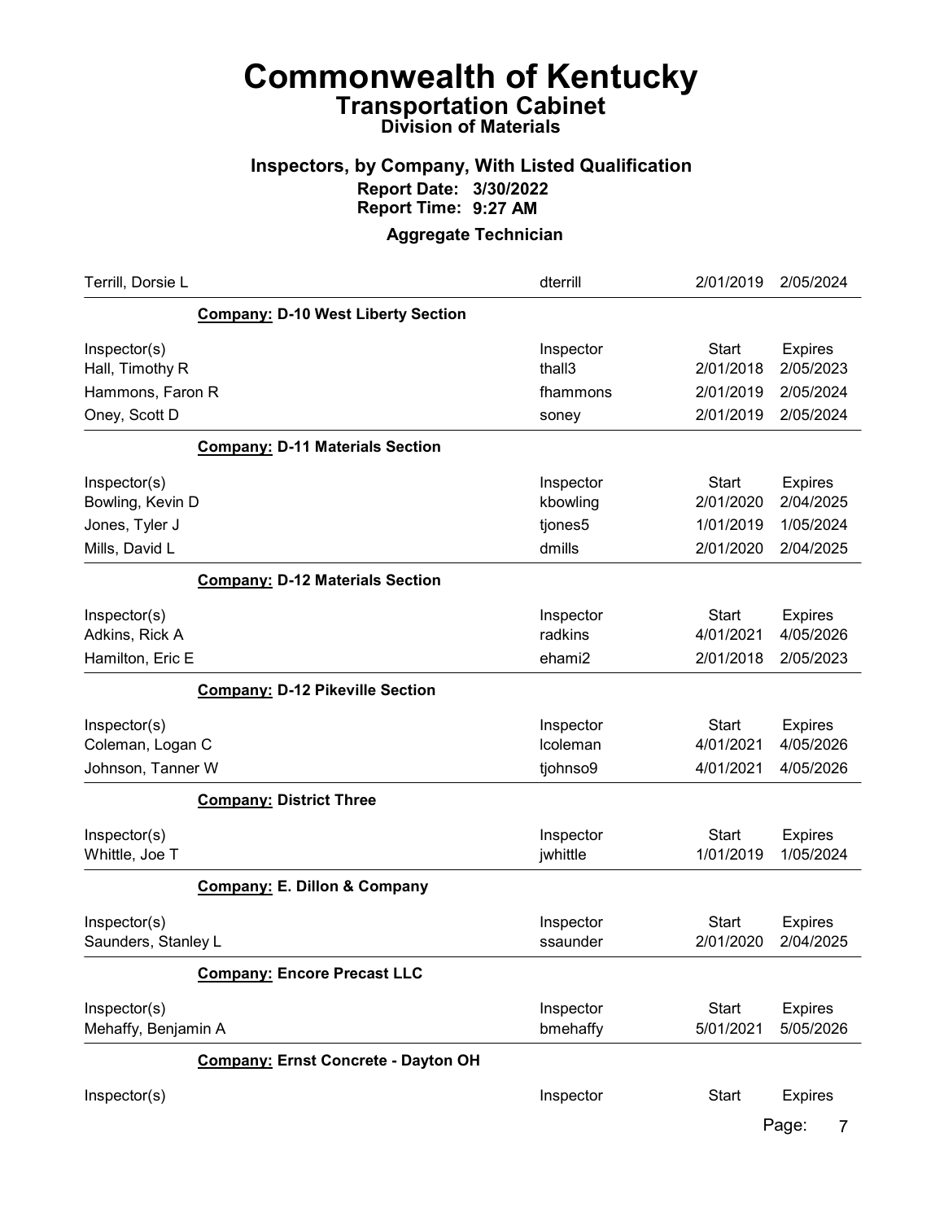# Commonwealth of Kentucky
## Transportation Cabinet
### Division of Materials

### Inspectors, by Company, With Listed Qualification
**Report Date: 3/30/2022**
**Report Time: 9:27 AM**

**Aggregate Technician**

| | | | |
|---|---|---|---|
| Terrill, Dorsie L | dterrill | 2/01/2019 | 2/05/2024 |

**Company: D-10 West Liberty Section**

| Inspector(s) | Inspector | Start | Expires |
|---|---|---|---|
| Hall, Timothy R | thall3 | 2/01/2018 | 2/05/2023 |
| Hammons, Faron R | fhammons | 2/01/2019 | 2/05/2024 |
| Oney, Scott D | soney | 2/01/2019 | 2/05/2024 |

**Company: D-11 Materials Section**

| Inspector(s) | Inspector | Start | Expires |
|---|---|---|---|
| Bowling, Kevin D | kbowling | 2/01/2020 | 2/04/2025 |
| Jones, Tyler J | tjones5 | 1/01/2019 | 1/05/2024 |
| Mills, David L | dmills | 2/01/2020 | 2/04/2025 |

**Company: D-12 Materials Section**

| Inspector(s) | Inspector | Start | Expires |
|---|---|---|---|
| Adkins, Rick A | radkins | 4/01/2021 | 4/05/2026 |
| Hamilton, Eric E | ehami2 | 2/01/2018 | 2/05/2023 |

**Company: D-12 Pikeville Section**

| Inspector(s) | Inspector | Start | Expires |
|---|---|---|---|
| Coleman, Logan C | lcoleman | 4/01/2021 | 4/05/2026 |
| Johnson, Tanner W | tjohnso9 | 4/01/2021 | 4/05/2026 |

**Company: District Three**

| Inspector(s) | Inspector | Start | Expires |
|---|---|---|---|
| Whittle, Joe T | jwhittle | 1/01/2019 | 1/05/2024 |

**Company: E. Dillon & Company**

| Inspector(s) | Inspector | Start | Expires |
|---|---|---|---|
| Saunders, Stanley L | ssaunder | 2/01/2020 | 2/04/2025 |

**Company: Encore Precast LLC**

| Inspector(s) | Inspector | Start | Expires |
|---|---|---|---|
| Mehaffy, Benjamin A | bmehaffy | 5/01/2021 | 5/05/2026 |

**Company: Ernst Concrete - Dayton OH**

| Inspector(s) | Inspector | Start | Expires |
|---|---|---|---|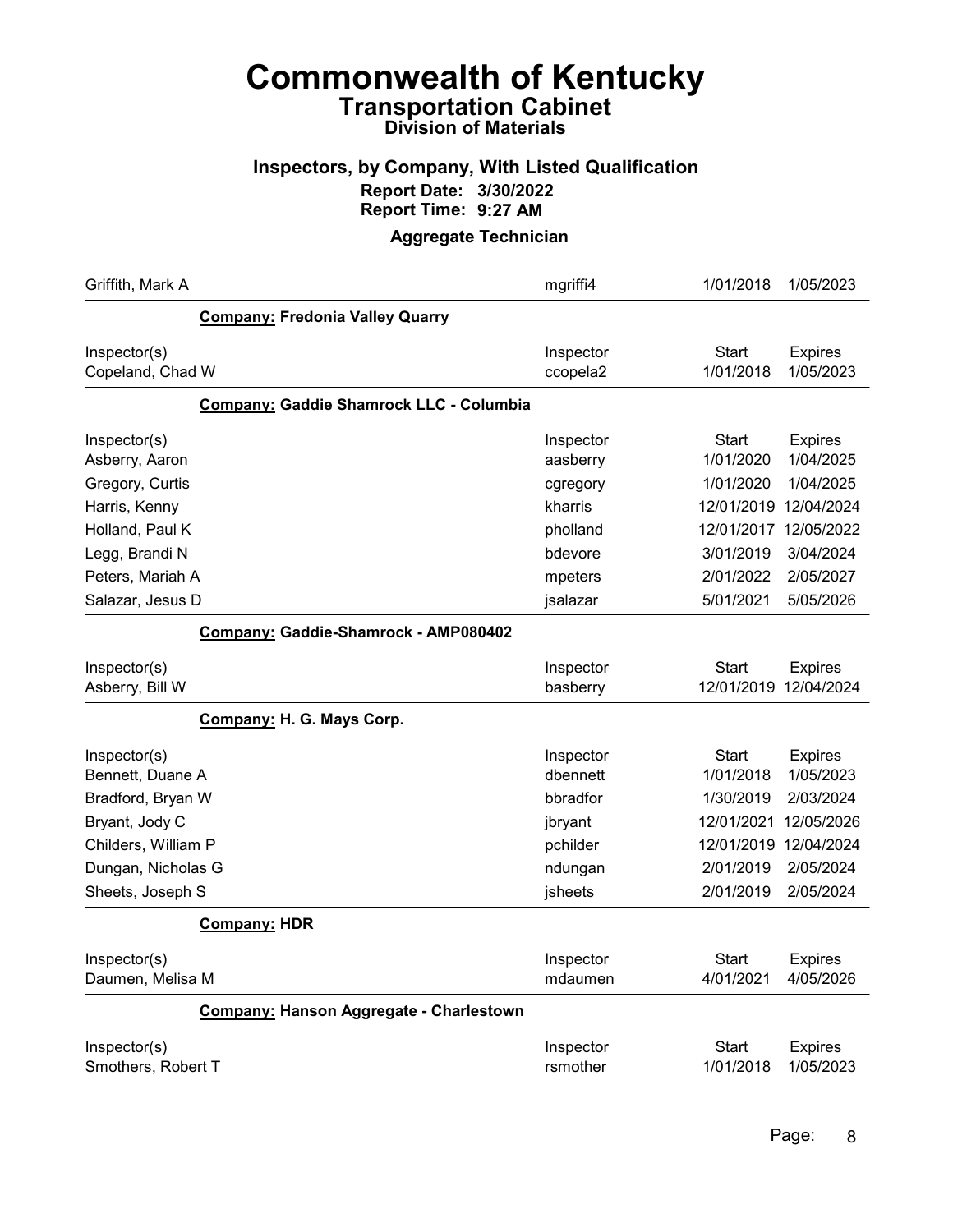# Commonwealth of Kentucky
## Transportation Cabinet
### Division of Materials

### Inspectors, by Company, With Listed Qualification
**Report Date: 3/30/2022**
**Report Time: 9:27 AM**

### Aggregate Technician

| | | | |
|---|---|---|---|
| Griffith, Mark A | mgriffi4 | 1/01/2018 | 1/05/2023 |

**Company: Fredonia Valley Quarry**

| Inspector(s) | Inspector | Start | Expires |
|---|---|---|---|
| Copeland, Chad W | ccopela2 | 1/01/2018 | 1/05/2023 |

**Company: Gaddie Shamrock LLC - Columbia**

| Inspector(s) | Inspector | Start | Expires |
|---|---|---|---|
| Asberry, Aaron | aasberry | 1/01/2020 | 1/04/2025 |
| Gregory, Curtis | cgregory | 1/01/2020 | 1/04/2025 |
| Harris, Kenny | kharris | 12/01/2019 | 12/04/2024 |
| Holland, Paul K | pholland | 12/01/2017 | 12/05/2022 |
| Legg, Brandi N | bdevore | 3/01/2019 | 3/04/2024 |
| Peters, Mariah A | mpeters | 2/01/2022 | 2/05/2027 |
| Salazar, Jesus D | jsalazar | 5/01/2021 | 5/05/2026 |

**Company: Gaddie-Shamrock - AMP080402**

| Inspector(s) | Inspector | Start | Expires |
|---|---|---|---|
| Asberry, Bill W | basberry | 12/01/2019 | 12/04/2024 |

**Company: H. G. Mays Corp.**

| Inspector(s) | Inspector | Start | Expires |
|---|---|---|---|
| Bennett, Duane A | dbennett | 1/01/2018 | 1/05/2023 |
| Bradford, Bryan W | bbradfor | 1/30/2019 | 2/03/2024 |
| Bryant, Jody C | jbryant | 12/01/2021 | 12/05/2026 |
| Childers, William P | pchilder | 12/01/2019 | 12/04/2024 |
| Dungan, Nicholas G | ndungan | 2/01/2019 | 2/05/2024 |
| Sheets, Joseph S | jsheets | 2/01/2019 | 2/05/2024 |

**Company: HDR**

| Inspector(s) | Inspector | Start | Expires |
|---|---|---|---|
| Daumen, Melisa M | mdaumen | 4/01/2021 | 4/05/2026 |

**Company: Hanson Aggregate - Charlestown**

| Inspector(s) | Inspector | Start | Expires |
|---|---|---|---|
| Smothers, Robert T | rsmother | 1/01/2018 | 1/05/2023 |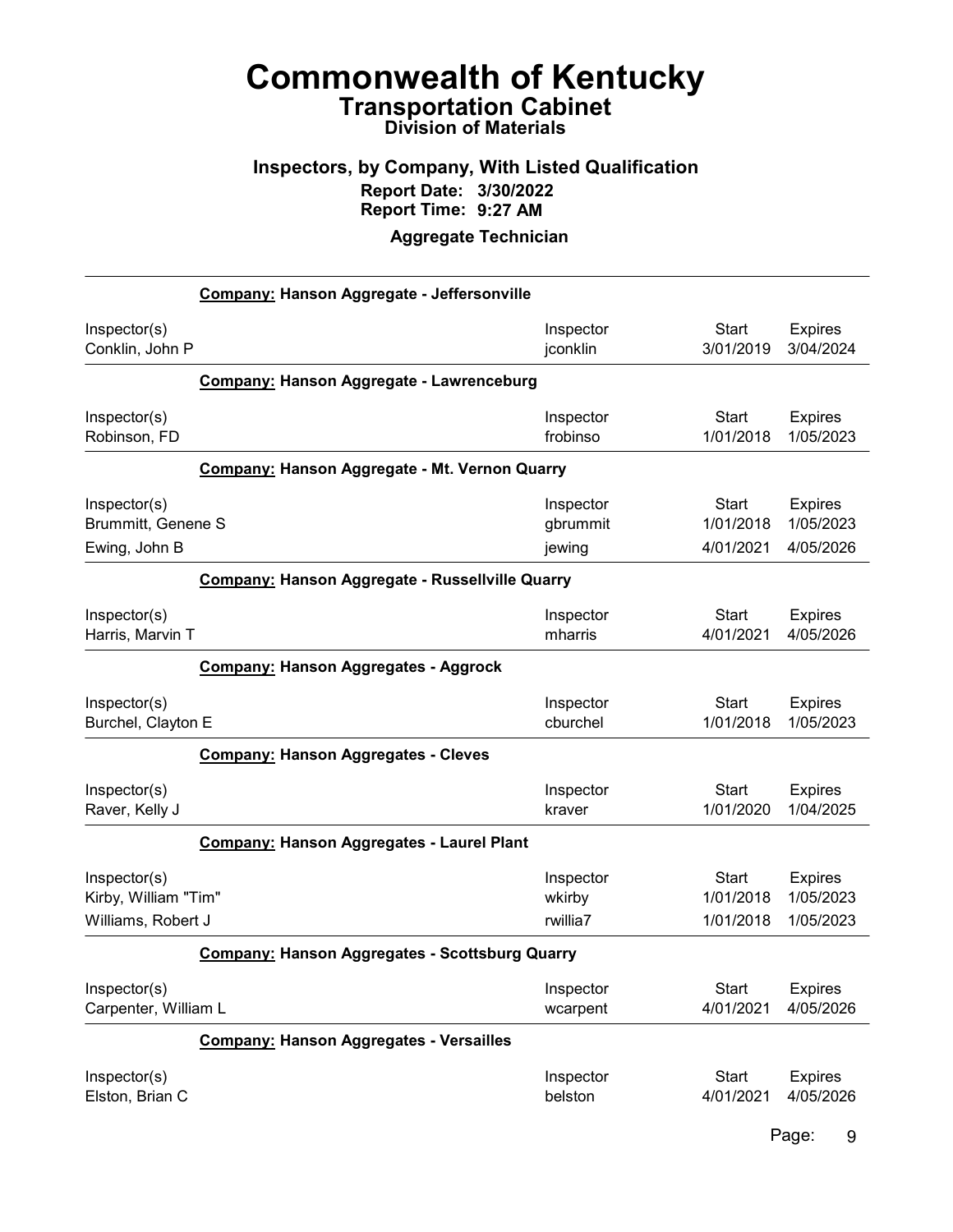# Commonwealth of Kentucky
## Transportation Cabinet
### Division of Materials

### Inspectors, by Company, With Listed Qualification
**Report Date: 3/30/2022**
**Report Time: 9:27 AM**

**Aggregate Technician**

**Company: Hanson Aggregate - Jeffersonville**

| Inspector(s) | Inspector | Start | Expires |
|---|---|---|---|
| Conklin, John P | jconklin | 3/01/2019 | 3/04/2024 |

**Company: Hanson Aggregate - Lawrenceburg**

| Inspector(s) | Inspector | Start | Expires |
|---|---|---|---|
| Robinson, FD | frobinso | 1/01/2018 | 1/05/2023 |

**Company: Hanson Aggregate - Mt. Vernon Quarry**

| Inspector(s) | Inspector | Start | Expires |
|---|---|---|---|
| Brummitt, Genene S | gbrummit | 1/01/2018 | 1/05/2023 |
| Ewing, John B | jewing | 4/01/2021 | 4/05/2026 |

**Company: Hanson Aggregate - Russellville Quarry**

| Inspector(s) | Inspector | Start | Expires |
|---|---|---|---|
| Harris, Marvin T | mharris | 4/01/2021 | 4/05/2026 |

**Company: Hanson Aggregates - Aggrock**

| Inspector(s) | Inspector | Start | Expires |
|---|---|---|---|
| Burchel, Clayton E | cburchel | 1/01/2018 | 1/05/2023 |

**Company: Hanson Aggregates - Cleves**

| Inspector(s) | Inspector | Start | Expires |
|---|---|---|---|
| Raver, Kelly J | kraver | 1/01/2020 | 1/04/2025 |

**Company: Hanson Aggregates - Laurel Plant**

| Inspector(s) | Inspector | Start | Expires |
|---|---|---|---|
| Kirby, William "Tim" | wkirby | 1/01/2018 | 1/05/2023 |
| Williams, Robert J | rwillia7 | 1/01/2018 | 1/05/2023 |

**Company: Hanson Aggregates - Scottsburg Quarry**

| Inspector(s) | Inspector | Start | Expires |
|---|---|---|---|
| Carpenter, William L | wcarpent | 4/01/2021 | 4/05/2026 |

**Company: Hanson Aggregates - Versailles**

| Inspector(s) | Inspector | Start | Expires |
|---|---|---|---|
| Elston, Brian C | belston | 4/01/2021 | 4/05/2026 |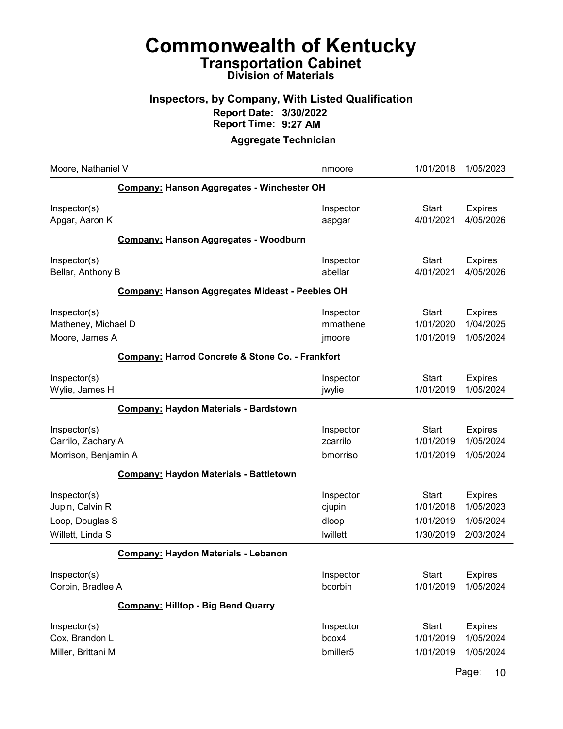# Commonwealth of Kentucky

## Transportation Cabinet

### Division of Materials

### Inspectors, by Company, With Listed Qualification

**Report Date: 3/30/2022**
**Report Time: 9:27 AM**

**Aggregate Technician**

| | | | |
|---|---|---|---|
| Moore, Nathaniel V | nmoore | 1/01/2018 | 1/05/2023 |

**Company: Hanson Aggregates - Winchester OH**

| Inspector(s) | Inspector | Start | Expires |
|---|---|---|---|
| Apgar, Aaron K | aapgar | 4/01/2021 | 4/05/2026 |

**Company: Hanson Aggregates - Woodburn**

| Inspector(s) | Inspector | Start | Expires |
|---|---|---|---|
| Bellar, Anthony B | abellar | 4/01/2021 | 4/05/2026 |

**Company: Hanson Aggregates Mideast - Peebles OH**

| Inspector(s) | Inspector | Start | Expires |
|---|---|---|---|
| Matheney, Michael D | mmathene | 1/01/2020 | 1/04/2025 |
| Moore, James A | jmoore | 1/01/2019 | 1/05/2024 |

**Company: Harrod Concrete & Stone Co. - Frankfort**

| Inspector(s) | Inspector | Start | Expires |
|---|---|---|---|
| Wylie, James H | jwylie | 1/01/2019 | 1/05/2024 |

**Company: Haydon Materials - Bardstown**

| Inspector(s) | Inspector | Start | Expires |
|---|---|---|---|
| Carrilo, Zachary A | zcarrilo | 1/01/2019 | 1/05/2024 |
| Morrison, Benjamin A | bmorriso | 1/01/2019 | 1/05/2024 |

**Company: Haydon Materials - Battletown**

| Inspector(s) | Inspector | Start | Expires |
|---|---|---|---|
| Jupin, Calvin R | cjupin | 1/01/2018 | 1/05/2023 |
| Loop, Douglas S | dloop | 1/01/2019 | 1/05/2024 |
| Willett, Linda S | lwillett | 1/30/2019 | 2/03/2024 |

**Company: Haydon Materials - Lebanon**

| Inspector(s) | Inspector | Start | Expires |
|---|---|---|---|
| Corbin, Bradlee A | bcorbin | 1/01/2019 | 1/05/2024 |

**Company: Hilltop - Big Bend Quarry**

| Inspector(s) | Inspector | Start | Expires |
|---|---|---|---|
| Cox, Brandon L | bcox4 | 1/01/2019 | 1/05/2024 |
| Miller, Brittani M | bmiller5 | 1/01/2019 | 1/05/2024 |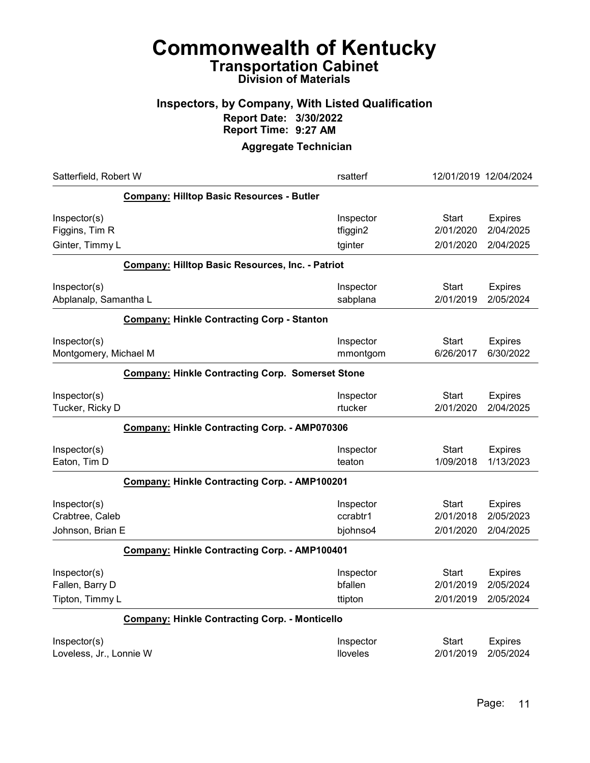# Commonwealth of Kentucky

## Transportation Cabinet

### Division of Materials

### Inspectors, by Company, With Listed Qualification

**Report Date: 3/30/2022**
**Report Time: 9:27 AM**

**Aggregate Technician**

| | Inspector | Start | Expires |
|---|---|---|---|
| Satterfield, Robert W | rsatterf | 12/01/2019 | 12/04/2024 |

**Company: Hilltop Basic Resources - Butler**

| Inspector(s) | Inspector | Start | Expires |
|---|---|---|---|
| Figgins, Tim R | tfiggin2 | 2/01/2020 | 2/04/2025 |
| Ginter, Timmy L | tginter | 2/01/2020 | 2/04/2025 |

**Company: Hilltop Basic Resources, Inc. - Patriot**

| Inspector(s) | Inspector | Start | Expires |
|---|---|---|---|
| Abplanalp, Samantha L | sabplana | 2/01/2019 | 2/05/2024 |

**Company: Hinkle Contracting Corp - Stanton**

| Inspector(s) | Inspector | Start | Expires |
|---|---|---|---|
| Montgomery, Michael M | mmontgom | 6/26/2017 | 6/30/2022 |

**Company: Hinkle Contracting Corp. Somerset Stone**

| Inspector(s) | Inspector | Start | Expires |
|---|---|---|---|
| Tucker, Ricky D | rtucker | 2/01/2020 | 2/04/2025 |

**Company: Hinkle Contracting Corp. - AMP070306**

| Inspector(s) | Inspector | Start | Expires |
|---|---|---|---|
| Eaton, Tim D | teaton | 1/09/2018 | 1/13/2023 |

**Company: Hinkle Contracting Corp. - AMP100201**

| Inspector(s) | Inspector | Start | Expires |
|---|---|---|---|
| Crabtree, Caleb | ccrabtr1 | 2/01/2018 | 2/05/2023 |
| Johnson, Brian E | bjohnso4 | 2/01/2020 | 2/04/2025 |

**Company: Hinkle Contracting Corp. - AMP100401**

| Inspector(s) | Inspector | Start | Expires |
|---|---|---|---|
| Fallen, Barry D | bfallen | 2/01/2019 | 2/05/2024 |
| Tipton, Timmy L | ttipton | 2/01/2019 | 2/05/2024 |

**Company: Hinkle Contracting Corp. - Monticello**

| Inspector(s) | Inspector | Start | Expires |
|---|---|---|---|
| Loveless, Jr., Lonnie W | lloveles | 2/01/2019 | 2/05/2024 |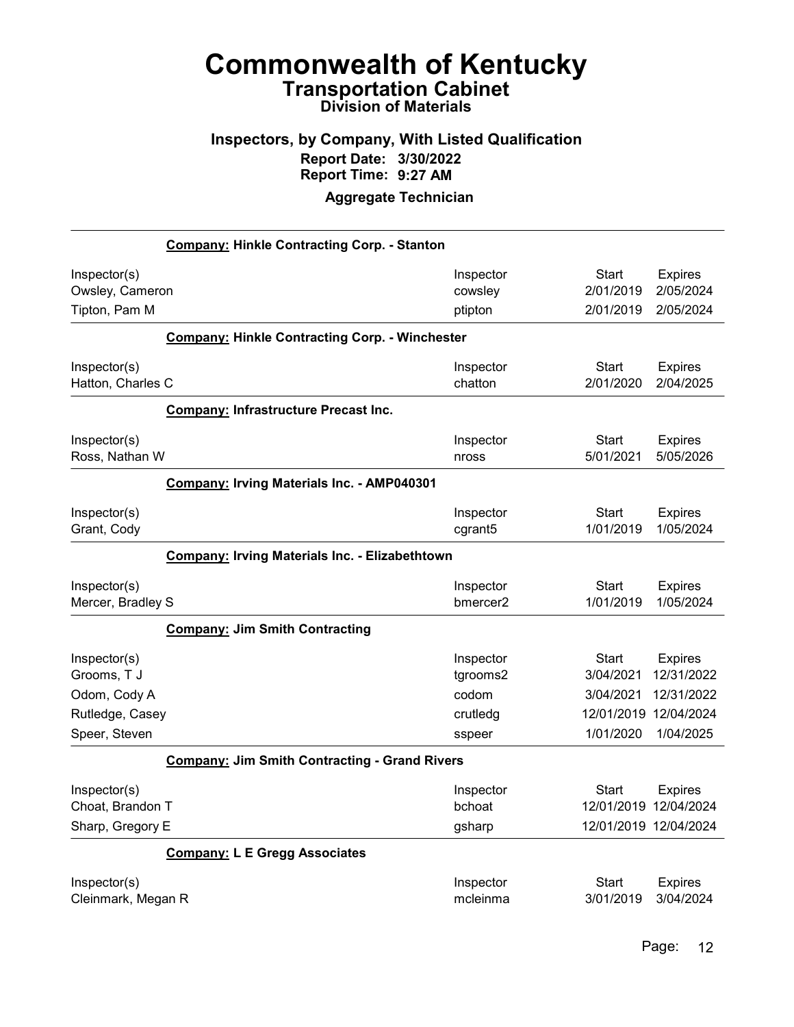# Commonwealth of Kentucky

## Transportation Cabinet

### Division of Materials

### Inspectors, by Company, With Listed Qualification

**Report Date: 3/30/2022**
**Report Time: 9:27 AM**

**Aggregate Technician**

---

**Company: Hinkle Contracting Corp. - Stanton**

| Inspector(s) | Inspector | Start | Expires |
|---|---|---|---|
| Owsley, Cameron | cowsley | 2/01/2019 | 2/05/2024 |
| Tipton, Pam M | ptipton | 2/01/2019 | 2/05/2024 |

**Company: Hinkle Contracting Corp. - Winchester**

| Inspector(s) | Inspector | Start | Expires |
|---|---|---|---|
| Hatton, Charles C | chatton | 2/01/2020 | 2/04/2025 |

**Company: Infrastructure Precast Inc.**

| Inspector(s) | Inspector | Start | Expires |
|---|---|---|---|
| Ross, Nathan W | nross | 5/01/2021 | 5/05/2026 |

**Company: Irving Materials Inc. - AMP040301**

| Inspector(s) | Inspector | Start | Expires |
|---|---|---|---|
| Grant, Cody | cgrant5 | 1/01/2019 | 1/05/2024 |

**Company: Irving Materials Inc. - Elizabethtown**

| Inspector(s) | Inspector | Start | Expires |
|---|---|---|---|
| Mercer, Bradley S | bmercer2 | 1/01/2019 | 1/05/2024 |

**Company: Jim Smith Contracting**

| Inspector(s) | Inspector | Start | Expires |
|---|---|---|---|
| Grooms, T J | tgrooms2 | 3/04/2021 | 12/31/2022 |
| Odom, Cody A | codom | 3/04/2021 | 12/31/2022 |
| Rutledge, Casey | crutledg | 12/01/2019 | 12/04/2024 |
| Speer, Steven | sspeer | 1/01/2020 | 1/04/2025 |

**Company: Jim Smith Contracting - Grand Rivers**

| Inspector(s) | Inspector | Start | Expires |
|---|---|---|---|
| Choat, Brandon T | bchoat | 12/01/2019 | 12/04/2024 |
| Sharp, Gregory E | gsharp | 12/01/2019 | 12/04/2024 |

**Company: L E Gregg Associates**

| Inspector(s) | Inspector | Start | Expires |
|---|---|---|---|
| Cleinmark, Megan R | mcleinma | 3/01/2019 | 3/04/2024 |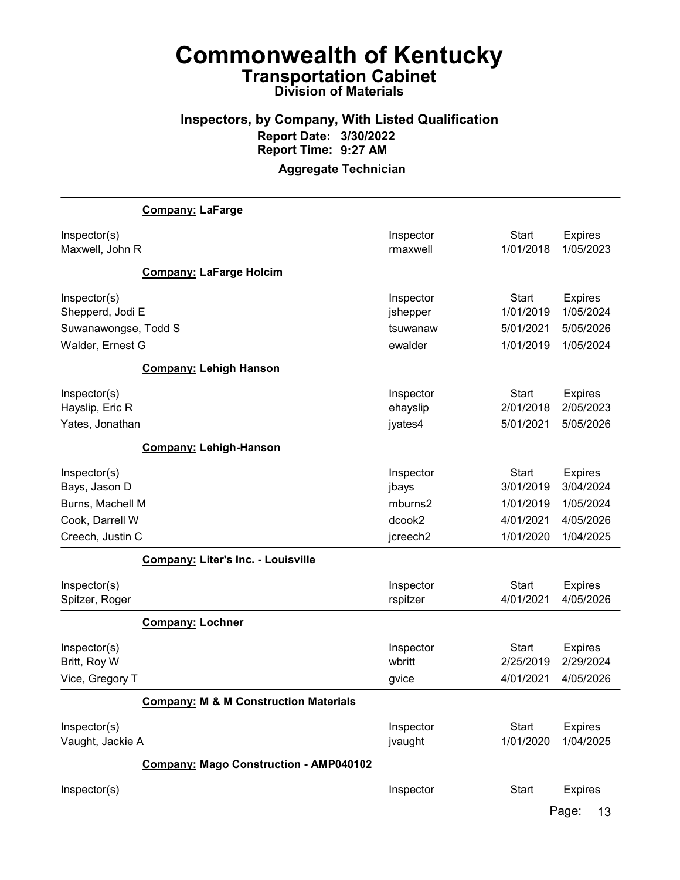# Commonwealth of Kentucky

## Transportation Cabinet

### Division of Materials

### Inspectors, by Company, With Listed Qualification

**Report Date: 3/30/2022**
**Report Time: 9:27 AM**

**Aggregate Technician**

**Company: LaFarge**

| Inspector(s) | Inspector | Start | Expires |
|---|---|---|---|
| Maxwell, John R | rmaxwell | 1/01/2018 | 1/05/2023 |

**Company: LaFarge Holcim**

| Inspector(s) | Inspector | Start | Expires |
|---|---|---|---|
| Shepperd, Jodi E | jshepper | 1/01/2019 | 1/05/2024 |
| Suwanawongse, Todd S | tsuwanaw | 5/01/2021 | 5/05/2026 |
| Walder, Ernest G | ewalder | 1/01/2019 | 1/05/2024 |

**Company: Lehigh Hanson**

| Inspector(s) | Inspector | Start | Expires |
|---|---|---|---|
| Hayslip, Eric R | ehayslip | 2/01/2018 | 2/05/2023 |
| Yates, Jonathan | jyates4 | 5/01/2021 | 5/05/2026 |

**Company: Lehigh-Hanson**

| Inspector(s) | Inspector | Start | Expires |
|---|---|---|---|
| Bays, Jason D | jbays | 3/01/2019 | 3/04/2024 |
| Burns, Machell M | mburns2 | 1/01/2019 | 1/05/2024 |
| Cook, Darrell W | dcook2 | 4/01/2021 | 4/05/2026 |
| Creech, Justin C | jcreech2 | 1/01/2020 | 1/04/2025 |

**Company: Liter's Inc. - Louisville**

| Inspector(s) | Inspector | Start | Expires |
|---|---|---|---|
| Spitzer, Roger | rspitzer | 4/01/2021 | 4/05/2026 |

**Company: Lochner**

| Inspector(s) | Inspector | Start | Expires |
|---|---|---|---|
| Britt, Roy W | wbritt | 2/25/2019 | 2/29/2024 |
| Vice, Gregory T | gvice | 4/01/2021 | 4/05/2026 |

**Company: M & M Construction Materials**

| Inspector(s) | Inspector | Start | Expires |
|---|---|---|---|
| Vaught, Jackie A | jvaught | 1/01/2020 | 1/04/2025 |

**Company: Mago Construction - AMP040102**

| Inspector(s) | Inspector | Start | Expires |
|---|---|---|---|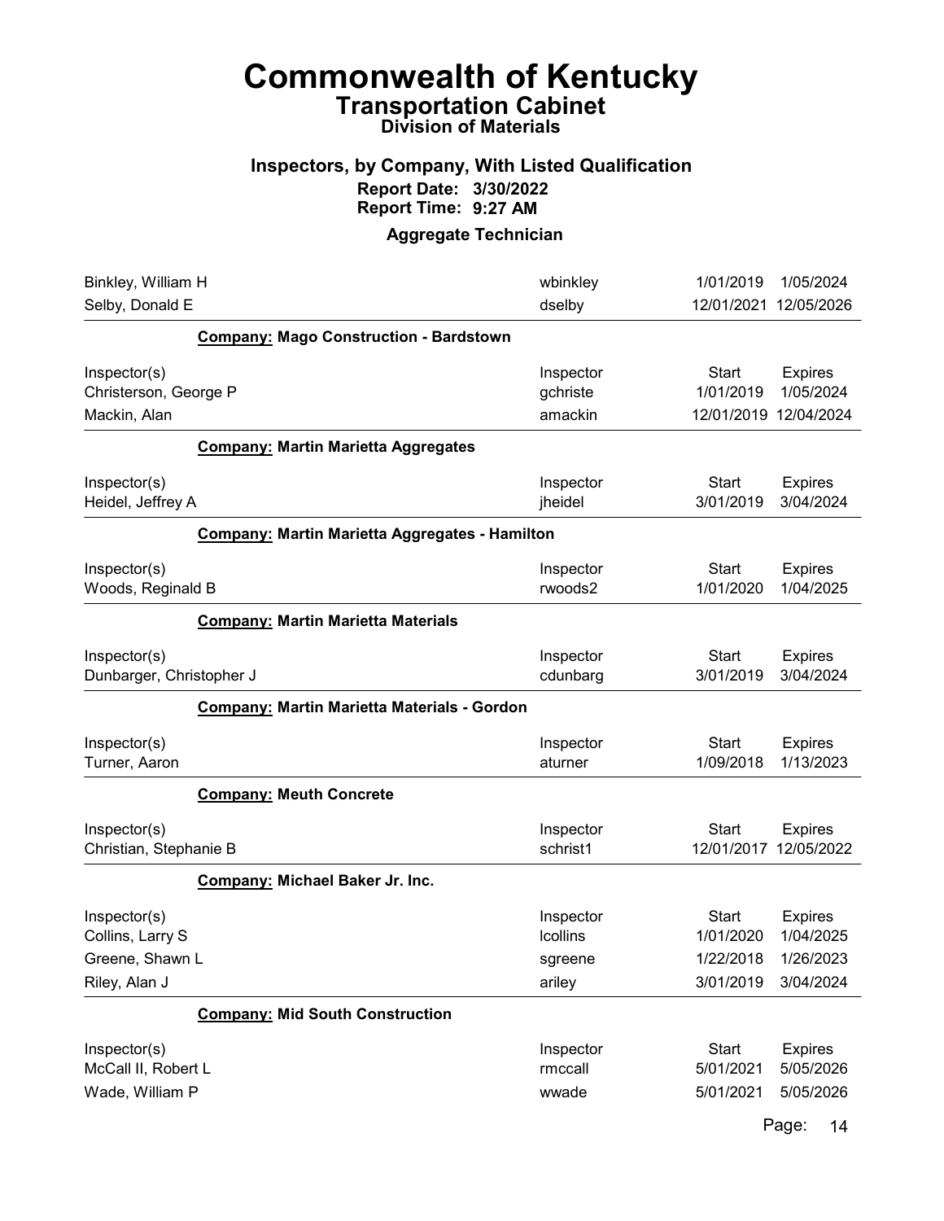# Commonwealth of Kentucky

## Transportation Cabinet

### Division of Materials

### Inspectors, by Company, With Listed Qualification

**Report Date: 3/30/2022**
**Report Time: 9:27 AM**

### Aggregate Technician

| | | | |
|---|---|---|---|
| Binkley, William H | wbinkley | 1/01/2019 | 1/05/2024 |
| Selby, Donald E | dselby | 12/01/2021 | 12/05/2026 |

**Company: Mago Construction - Bardstown**

| Inspector(s) | Inspector | Start | Expires |
|---|---|---|---|
| Christerson, George P | gchriste | 1/01/2019 | 1/05/2024 |
| Mackin, Alan | amackin | 12/01/2019 | 12/04/2024 |

**Company: Martin Marietta Aggregates**

| Inspector(s) | Inspector | Start | Expires |
|---|---|---|---|
| Heidel, Jeffrey A | jheidel | 3/01/2019 | 3/04/2024 |

**Company: Martin Marietta Aggregates - Hamilton**

| Inspector(s) | Inspector | Start | Expires |
|---|---|---|---|
| Woods, Reginald B | rwoods2 | 1/01/2020 | 1/04/2025 |

**Company: Martin Marietta Materials**

| Inspector(s) | Inspector | Start | Expires |
|---|---|---|---|
| Dunbarger, Christopher J | cdunbarg | 3/01/2019 | 3/04/2024 |

**Company: Martin Marietta Materials - Gordon**

| Inspector(s) | Inspector | Start | Expires |
|---|---|---|---|
| Turner, Aaron | aturner | 1/09/2018 | 1/13/2023 |

**Company: Meuth Concrete**

| Inspector(s) | Inspector | Start | Expires |
|---|---|---|---|
| Christian, Stephanie B | schrist1 | 12/01/2017 | 12/05/2022 |

**Company: Michael Baker Jr. Inc.**

| Inspector(s) | Inspector | Start | Expires |
|---|---|---|---|
| Collins, Larry S | lcollins | 1/01/2020 | 1/04/2025 |
| Greene, Shawn L | sgreene | 1/22/2018 | 1/26/2023 |
| Riley, Alan J | ariley | 3/01/2019 | 3/04/2024 |

**Company: Mid South Construction**

| Inspector(s) | Inspector | Start | Expires |
|---|---|---|---|
| McCall II, Robert L | rmccall | 5/01/2021 | 5/05/2026 |
| Wade, William P | wwade | 5/01/2021 | 5/05/2026 |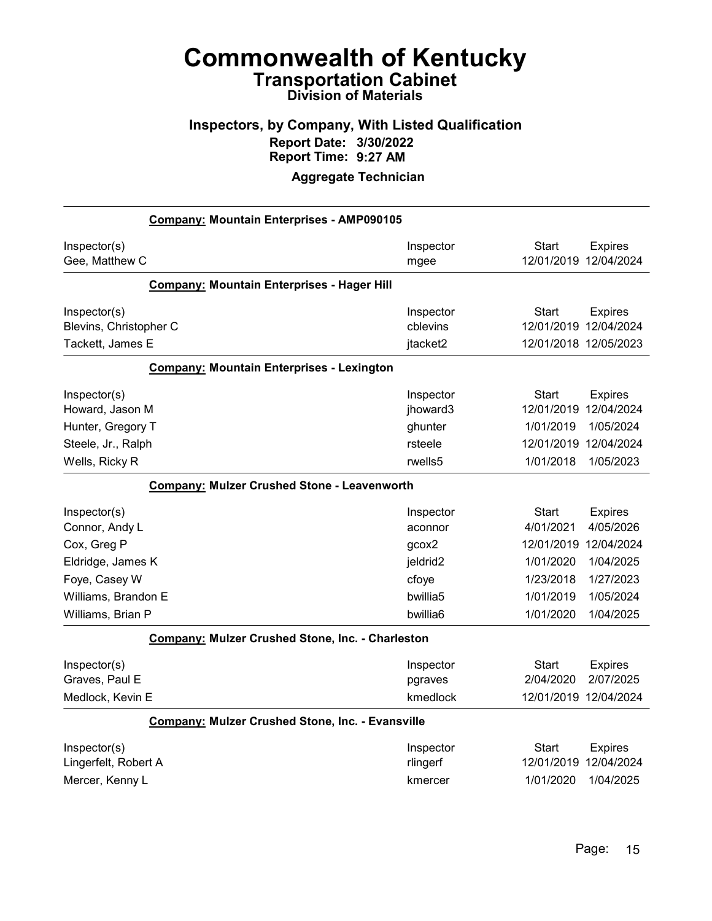# Commonwealth of Kentucky

## Transportation Cabinet

### Division of Materials

### Inspectors, by Company, With Listed Qualification

**Report Date: 3/30/2022**
**Report Time: 9:27 AM**

**Aggregate Technician**

---

**Company: Mountain Enterprises - AMP090105**

| Inspector(s) | Inspector | Start | Expires |
| --- | --- | --- | --- |
| Gee, Matthew C | mgee | 12/01/2019 | 12/04/2024 |

**Company: Mountain Enterprises - Hager Hill**

| Inspector(s) | Inspector | Start | Expires |
| --- | --- | --- | --- |
| Blevins, Christopher C | cblevins | 12/01/2019 | 12/04/2024 |
| Tackett, James E | jtacket2 | 12/01/2018 | 12/05/2023 |

**Company: Mountain Enterprises - Lexington**

| Inspector(s) | Inspector | Start | Expires |
| --- | --- | --- | --- |
| Howard, Jason M | jhoward3 | 12/01/2019 | 12/04/2024 |
| Hunter, Gregory T | ghunter | 1/01/2019 | 1/05/2024 |
| Steele, Jr., Ralph | rsteele | 12/01/2019 | 12/04/2024 |
| Wells, Ricky R | rwells5 | 1/01/2018 | 1/05/2023 |

**Company: Mulzer Crushed Stone - Leavenworth**

| Inspector(s) | Inspector | Start | Expires |
| --- | --- | --- | --- |
| Connor, Andy L | aconnor | 4/01/2021 | 4/05/2026 |
| Cox, Greg P | gcox2 | 12/01/2019 | 12/04/2024 |
| Eldridge, James K | jeldrid2 | 1/01/2020 | 1/04/2025 |
| Foye, Casey W | cfoye | 1/23/2018 | 1/27/2023 |
| Williams, Brandon E | bwillia5 | 1/01/2019 | 1/05/2024 |
| Williams, Brian P | bwillia6 | 1/01/2020 | 1/04/2025 |

**Company: Mulzer Crushed Stone, Inc. - Charleston**

| Inspector(s) | Inspector | Start | Expires |
| --- | --- | --- | --- |
| Graves, Paul E | pgraves | 2/04/2020 | 2/07/2025 |
| Medlock, Kevin E | kmedlock | 12/01/2019 | 12/04/2024 |

**Company: Mulzer Crushed Stone, Inc. - Evansville**

| Inspector(s) | Inspector | Start | Expires |
| --- | --- | --- | --- |
| Lingerfelt, Robert A | rlingerf | 12/01/2019 | 12/04/2024 |
| Mercer, Kenny L | kmercer | 1/01/2020 | 1/04/2025 |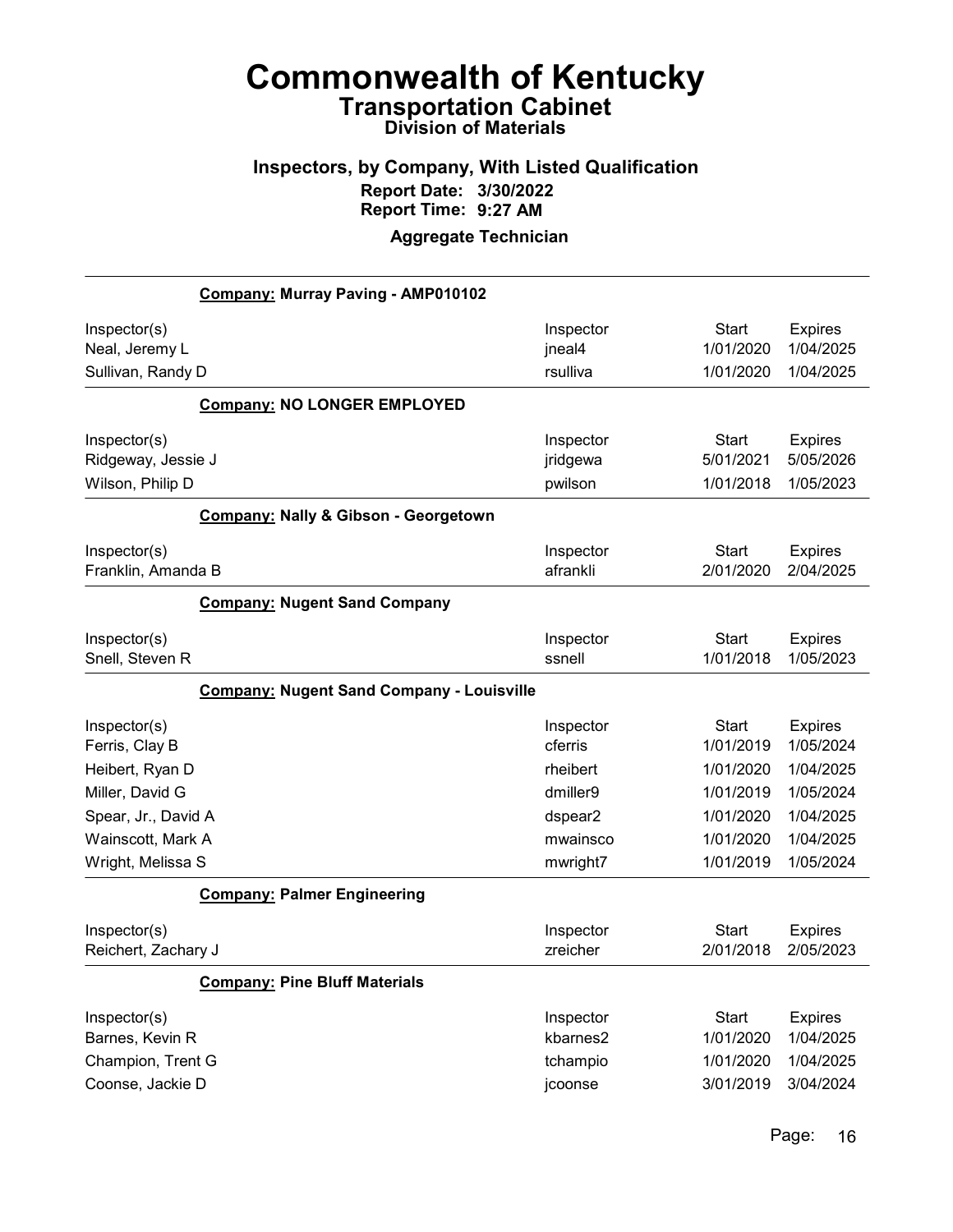# Commonwealth of Kentucky

## Transportation Cabinet

### Division of Materials

### Inspectors, by Company, With Listed Qualification

**Report Date: 3/30/2022**
**Report Time: 9:27 AM**

**Aggregate Technician**

---

**Company: Murray Paving - AMP010102**

| Inspector(s) | Inspector | Start | Expires |
|---|---|---|---|
| Neal, Jeremy L | jneal4 | 1/01/2020 | 1/04/2025 |
| Sullivan, Randy D | rsulliva | 1/01/2020 | 1/04/2025 |

**Company: NO LONGER EMPLOYED**

| Inspector(s) | Inspector | Start | Expires |
|---|---|---|---|
| Ridgeway, Jessie J | jridgewa | 5/01/2021 | 5/05/2026 |
| Wilson, Philip D | pwilson | 1/01/2018 | 1/05/2023 |

**Company: Nally & Gibson - Georgetown**

| Inspector(s) | Inspector | Start | Expires |
|---|---|---|---|
| Franklin, Amanda B | afrankli | 2/01/2020 | 2/04/2025 |

**Company: Nugent Sand Company**

| Inspector(s) | Inspector | Start | Expires |
|---|---|---|---|
| Snell, Steven R | ssnell | 1/01/2018 | 1/05/2023 |

**Company: Nugent Sand Company - Louisville**

| Inspector(s) | Inspector | Start | Expires |
|---|---|---|---|
| Ferris, Clay B | cferris | 1/01/2019 | 1/05/2024 |
| Heibert, Ryan D | rheibert | 1/01/2020 | 1/04/2025 |
| Miller, David G | dmiller9 | 1/01/2019 | 1/05/2024 |
| Spear, Jr., David A | dspear2 | 1/01/2020 | 1/04/2025 |
| Wainscott, Mark A | mwainsco | 1/01/2020 | 1/04/2025 |
| Wright, Melissa S | mwright7 | 1/01/2019 | 1/05/2024 |

**Company: Palmer Engineering**

| Inspector(s) | Inspector | Start | Expires |
|---|---|---|---|
| Reichert, Zachary J | zreicher | 2/01/2018 | 2/05/2023 |

**Company: Pine Bluff Materials**

| Inspector(s) | Inspector | Start | Expires |
|---|---|---|---|
| Barnes, Kevin R | kbarnes2 | 1/01/2020 | 1/04/2025 |
| Champion, Trent G | tchampio | 1/01/2020 | 1/04/2025 |
| Coonse, Jackie D | jcoonse | 3/01/2019 | 3/04/2024 |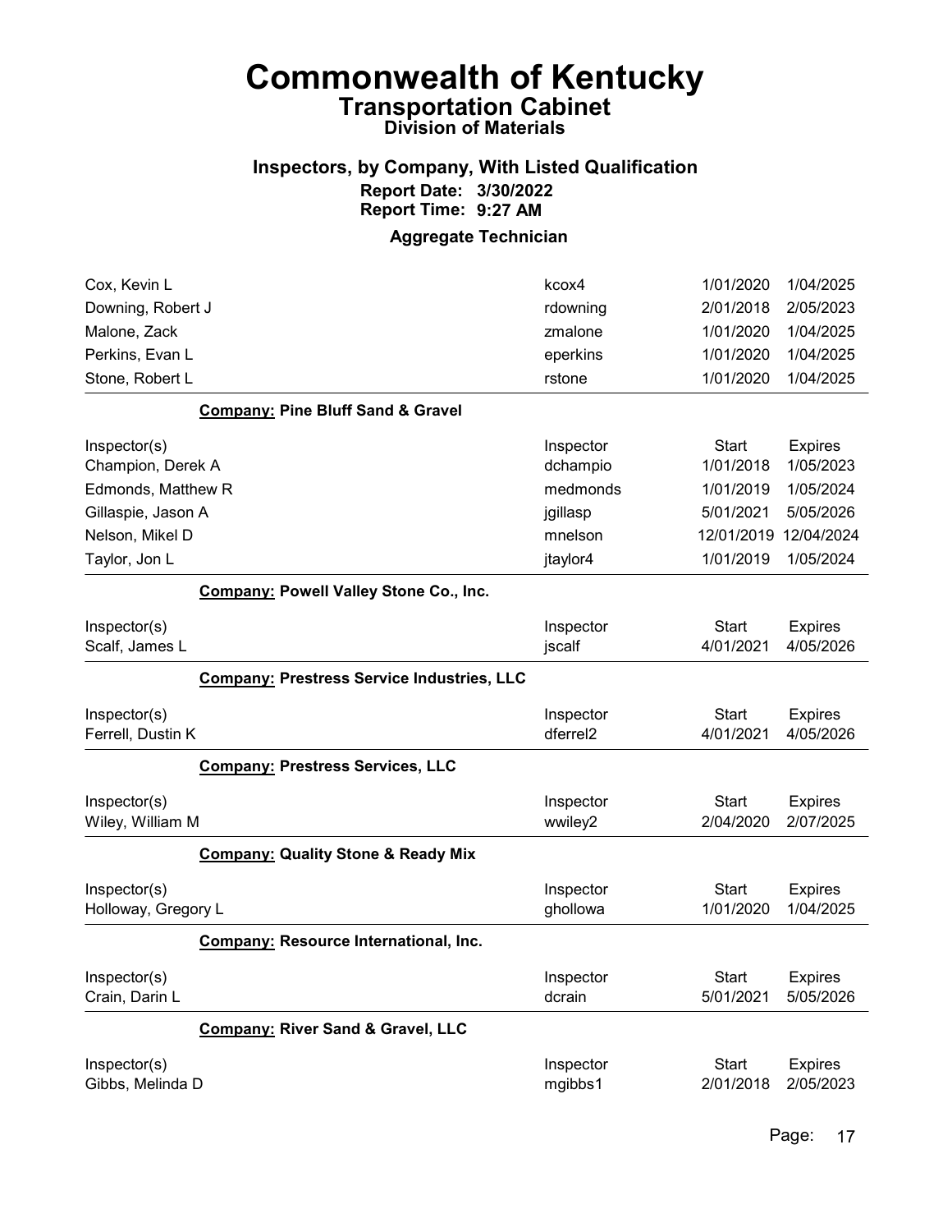# Commonwealth of Kentucky

## Transportation Cabinet

### Division of Materials

### Inspectors, by Company, With Listed Qualification

**Report Date: 3/30/2022**
**Report Time: 9:27 AM**

### Aggregate Technician

| Inspector(s) | Inspector | Start | Expires |
|---|---|---|---|
| Cox, Kevin L | kcox4 | 1/01/2020 | 1/04/2025 |
| Downing, Robert J | rdowning | 2/01/2018 | 2/05/2023 |
| Malone, Zack | zmalone | 1/01/2020 | 1/04/2025 |
| Perkins, Evan L | eperkins | 1/01/2020 | 1/04/2025 |
| Stone, Robert L | rstone | 1/01/2020 | 1/04/2025 |

**Company: Pine Bluff Sand & Gravel**

| Inspector(s) | Inspector | Start | Expires |
|---|---|---|---|
| Champion, Derek A | dchampio | 1/01/2018 | 1/05/2023 |
| Edmonds, Matthew R | medmonds | 1/01/2019 | 1/05/2024 |
| Gillaspie, Jason A | jgillasp | 5/01/2021 | 5/05/2026 |
| Nelson, Mikel D | mnelson | 12/01/2019 | 12/04/2024 |
| Taylor, Jon L | jtaylor4 | 1/01/2019 | 1/05/2024 |

**Company: Powell Valley Stone Co., Inc.**

| Inspector(s) | Inspector | Start | Expires |
|---|---|---|---|
| Scalf, James L | jscalf | 4/01/2021 | 4/05/2026 |

**Company: Prestress Service Industries, LLC**

| Inspector(s) | Inspector | Start | Expires |
|---|---|---|---|
| Ferrell, Dustin K | dferrel2 | 4/01/2021 | 4/05/2026 |

**Company: Prestress Services, LLC**

| Inspector(s) | Inspector | Start | Expires |
|---|---|---|---|
| Wiley, William M | wwiley2 | 2/04/2020 | 2/07/2025 |

**Company: Quality Stone & Ready Mix**

| Inspector(s) | Inspector | Start | Expires |
|---|---|---|---|
| Holloway, Gregory L | ghollowa | 1/01/2020 | 1/04/2025 |

**Company: Resource International, Inc.**

| Inspector(s) | Inspector | Start | Expires |
|---|---|---|---|
| Crain, Darin L | dcrain | 5/01/2021 | 5/05/2026 |

**Company: River Sand & Gravel, LLC**

| Inspector(s) | Inspector | Start | Expires |
|---|---|---|---|
| Gibbs, Melinda D | mgibbs1 | 2/01/2018 | 2/05/2023 |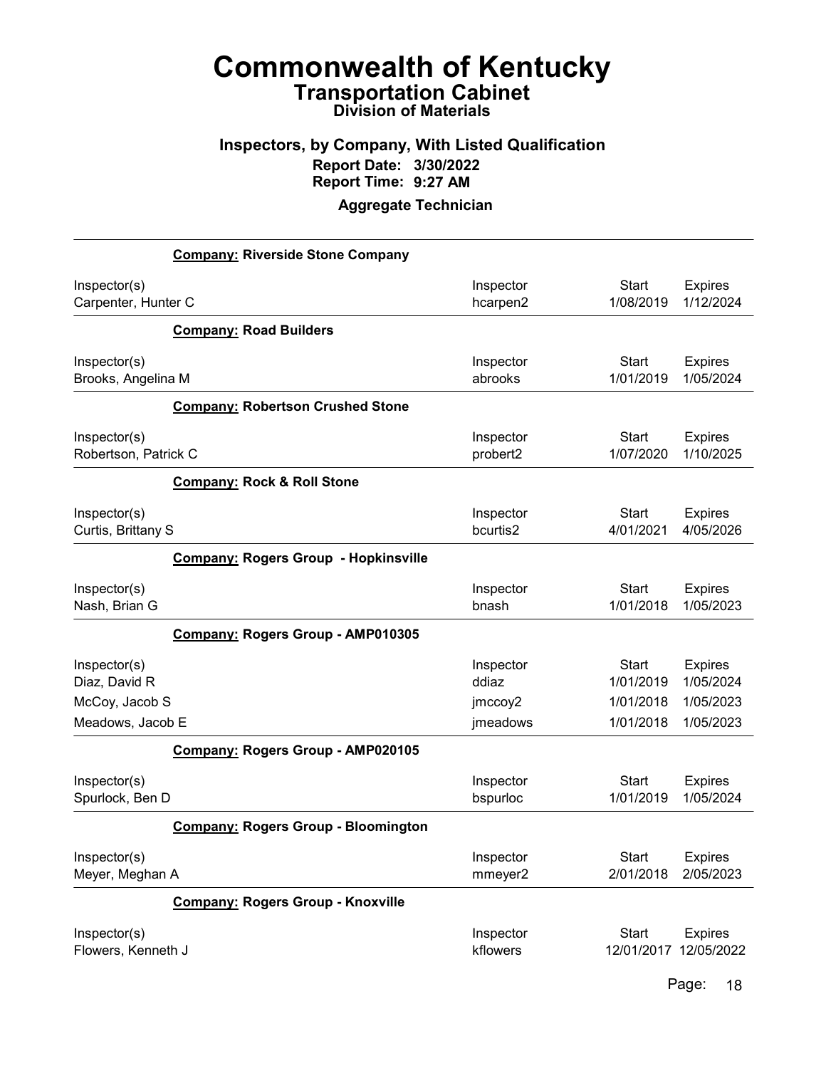# Commonwealth of Kentucky
## Transportation Cabinet
### Division of Materials

### Inspectors, by Company, With Listed Qualification
**Report Date: 3/30/2022**
**Report Time: 9:27 AM**

**Aggregate Technician**

**Company: Riverside Stone Company**

| Inspector(s) | Inspector | Start | Expires |
|---|---|---|---|
| Carpenter, Hunter C | hcarpen2 | 1/08/2019 | 1/12/2024 |

**Company: Road Builders**

| Inspector(s) | Inspector | Start | Expires |
|---|---|---|---|
| Brooks, Angelina M | abrooks | 1/01/2019 | 1/05/2024 |

**Company: Robertson Crushed Stone**

| Inspector(s) | Inspector | Start | Expires |
|---|---|---|---|
| Robertson, Patrick C | probert2 | 1/07/2020 | 1/10/2025 |

**Company: Rock & Roll Stone**

| Inspector(s) | Inspector | Start | Expires |
|---|---|---|---|
| Curtis, Brittany S | bcurtis2 | 4/01/2021 | 4/05/2026 |

**Company: Rogers Group - Hopkinsville**

| Inspector(s) | Inspector | Start | Expires |
|---|---|---|---|
| Nash, Brian G | bnash | 1/01/2018 | 1/05/2023 |

**Company: Rogers Group - AMP010305**

| Inspector(s) | Inspector | Start | Expires |
|---|---|---|---|
| Diaz, David R | ddiaz | 1/01/2019 | 1/05/2024 |
| McCoy, Jacob S | jmccoy2 | 1/01/2018 | 1/05/2023 |
| Meadows, Jacob E | jmeadows | 1/01/2018 | 1/05/2023 |

**Company: Rogers Group - AMP020105**

| Inspector(s) | Inspector | Start | Expires |
|---|---|---|---|
| Spurlock, Ben D | bspurloc | 1/01/2019 | 1/05/2024 |

**Company: Rogers Group - Bloomington**

| Inspector(s) | Inspector | Start | Expires |
|---|---|---|---|
| Meyer, Meghan A | mmeyer2 | 2/01/2018 | 2/05/2023 |

**Company: Rogers Group - Knoxville**

| Inspector(s) | Inspector | Start | Expires |
|---|---|---|---|
| Flowers, Kenneth J | kflowers | 12/01/2017 | 12/05/2022 |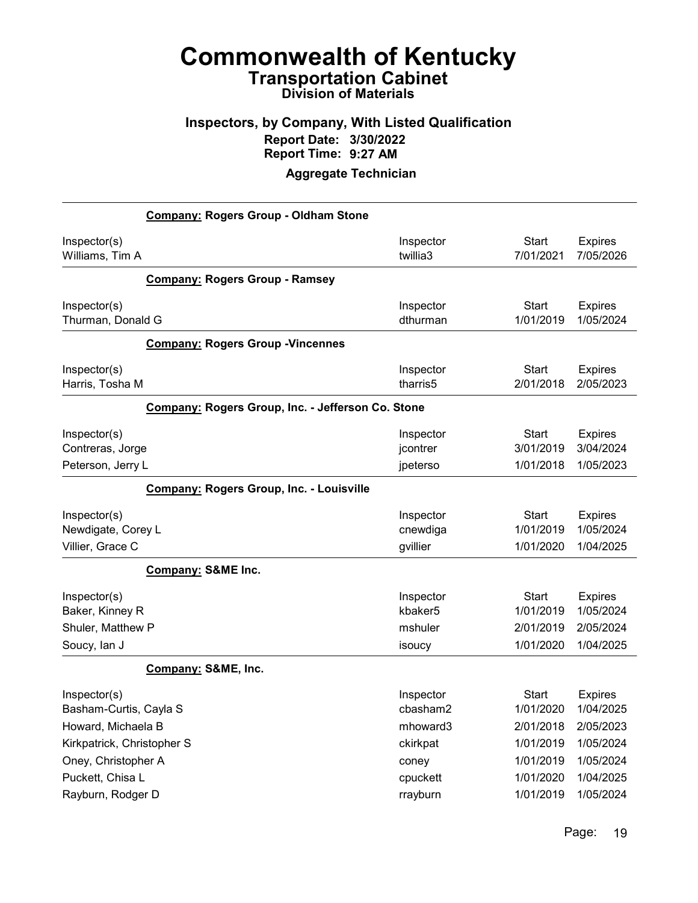# Commonwealth of Kentucky

## Transportation Cabinet

### Division of Materials

### Inspectors, by Company, With Listed Qualification

**Report Date: 3/30/2022**

**Report Time: 9:27 AM**

**Aggregate Technician**

**Company: Rogers Group - Oldham Stone**

| Inspector(s) | Inspector | Start | Expires |
|---|---|---|---|
| Williams, Tim A | twillia3 | 7/01/2021 | 7/05/2026 |

**Company: Rogers Group - Ramsey**

| Inspector(s) | Inspector | Start | Expires |
|---|---|---|---|
| Thurman, Donald G | dthurman | 1/01/2019 | 1/05/2024 |

**Company: Rogers Group -Vincennes**

| Inspector(s) | Inspector | Start | Expires |
|---|---|---|---|
| Harris, Tosha M | tharris5 | 2/01/2018 | 2/05/2023 |

**Company: Rogers Group, Inc. - Jefferson Co. Stone**

| Inspector(s) | Inspector | Start | Expires |
|---|---|---|---|
| Contreras, Jorge | jcontrer | 3/01/2019 | 3/04/2024 |
| Peterson, Jerry L | jpeterso | 1/01/2018 | 1/05/2023 |

**Company: Rogers Group, Inc. - Louisville**

| Inspector(s) | Inspector | Start | Expires |
|---|---|---|---|
| Newdigate, Corey L | cnewdiga | 1/01/2019 | 1/05/2024 |
| Villier, Grace C | gvillier | 1/01/2020 | 1/04/2025 |

**Company: S&ME Inc.**

| Inspector(s) | Inspector | Start | Expires |
|---|---|---|---|
| Baker, Kinney R | kbaker5 | 1/01/2019 | 1/05/2024 |
| Shuler, Matthew P | mshuler | 2/01/2019 | 2/05/2024 |
| Soucy, Ian J | isoucy | 1/01/2020 | 1/04/2025 |

**Company: S&ME, Inc.**

| Inspector(s) | Inspector | Start | Expires |
|---|---|---|---|
| Basham-Curtis, Cayla S | cbasham2 | 1/01/2020 | 1/04/2025 |
| Howard, Michaela B | mhoward3 | 2/01/2018 | 2/05/2023 |
| Kirkpatrick, Christopher S | ckirkpat | 1/01/2019 | 1/05/2024 |
| Oney, Christopher A | coney | 1/01/2019 | 1/05/2024 |
| Puckett, Chisa L | cpuckett | 1/01/2020 | 1/04/2025 |
| Rayburn, Rodger D | rrayburn | 1/01/2019 | 1/05/2024 |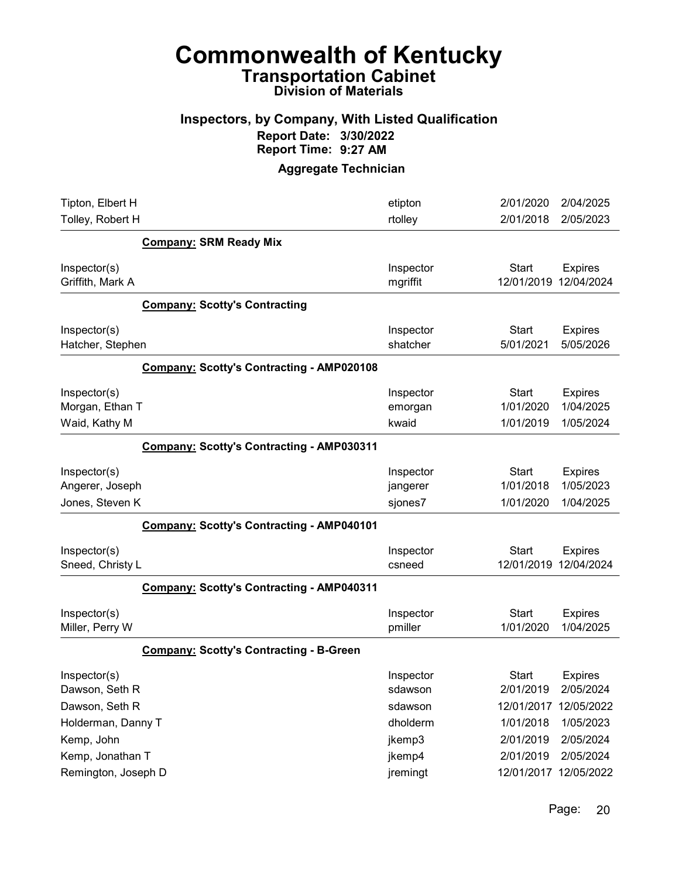# Commonwealth of Kentucky

## Transportation Cabinet

### Division of Materials

### Inspectors, by Company, With Listed Qualification

**Report Date: 3/30/2022**
**Report Time: 9:27 AM**

### Aggregate Technician

| | | | |
|---|---|---|---|
| Tipton, Elbert H | etipton | 2/01/2020 | 2/04/2025 |
| Tolley, Robert H | rtolley | 2/01/2018 | 2/05/2023 |

**Company: SRM Ready Mix**

| Inspector(s) | Inspector | Start | Expires |
|---|---|---|---|
| Griffith, Mark A | mgriffit | 12/01/2019 | 12/04/2024 |

**Company: Scotty's Contracting**

| Inspector(s) | Inspector | Start | Expires |
|---|---|---|---|
| Hatcher, Stephen | shatcher | 5/01/2021 | 5/05/2026 |

**Company: Scotty's Contracting - AMP020108**

| Inspector(s) | Inspector | Start | Expires |
|---|---|---|---|
| Morgan, Ethan T | emorgan | 1/01/2020 | 1/04/2025 |
| Waid, Kathy M | kwaid | 1/01/2019 | 1/05/2024 |

**Company: Scotty's Contracting - AMP030311**

| Inspector(s) | Inspector | Start | Expires |
|---|---|---|---|
| Angerer, Joseph | jangerer | 1/01/2018 | 1/05/2023 |
| Jones, Steven K | sjones7 | 1/01/2020 | 1/04/2025 |

**Company: Scotty's Contracting - AMP040101**

| Inspector(s) | Inspector | Start | Expires |
|---|---|---|---|
| Sneed, Christy L | csneed | 12/01/2019 | 12/04/2024 |

**Company: Scotty's Contracting - AMP040311**

| Inspector(s) | Inspector | Start | Expires |
|---|---|---|---|
| Miller, Perry W | pmiller | 1/01/2020 | 1/04/2025 |

**Company: Scotty's Contracting - B-Green**

| Inspector(s) | Inspector | Start | Expires |
|---|---|---|---|
| Dawson, Seth R | sdawson | 2/01/2019 | 2/05/2024 |
| Dawson, Seth R | sdawson | 12/01/2017 | 12/05/2022 |
| Holderman, Danny T | dholderm | 1/01/2018 | 1/05/2023 |
| Kemp, John | jkemp3 | 2/01/2019 | 2/05/2024 |
| Kemp, Jonathan T | jkemp4 | 2/01/2019 | 2/05/2024 |
| Remington, Joseph D | jremingt | 12/01/2017 | 12/05/2022 |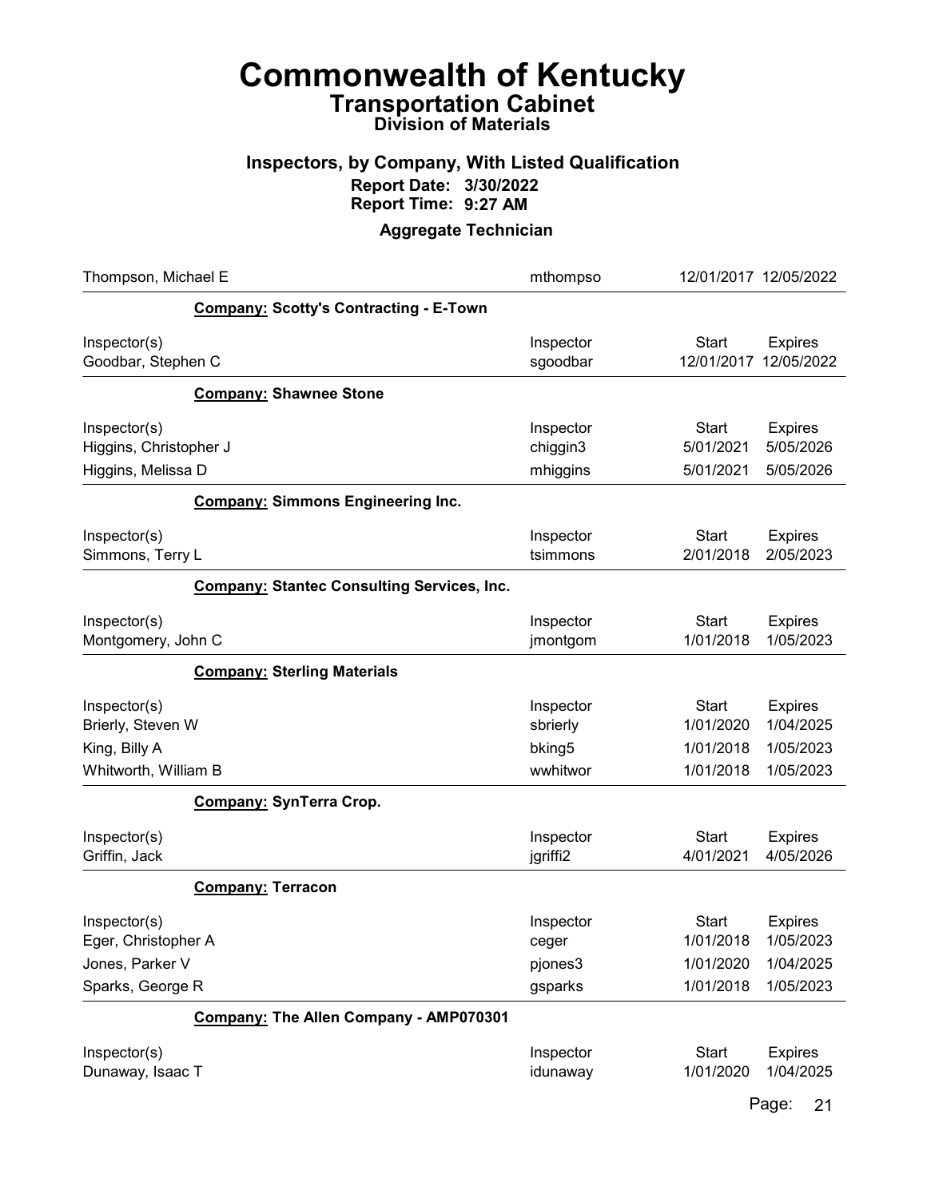# Commonwealth of Kentucky

## Transportation Cabinet

### Division of Materials

### Inspectors, by Company, With Listed Qualification

**Report Date: 3/30/2022**
**Report Time: 9:27 AM**

### Aggregate Technician

| | | | |
|---|---|---|---|
| Thompson, Michael E | mthompso | 12/01/2017 | 12/05/2022 |

**Company: Scotty's Contracting - E-Town**

| Inspector(s) | Inspector | Start | Expires |
|---|---|---|---|
| Goodbar, Stephen C | sgoodbar | 12/01/2017 | 12/05/2022 |

**Company: Shawnee Stone**

| Inspector(s) | Inspector | Start | Expires |
|---|---|---|---|
| Higgins, Christopher J | chiggin3 | 5/01/2021 | 5/05/2026 |
| Higgins, Melissa D | mhiggins | 5/01/2021 | 5/05/2026 |

**Company: Simmons Engineering Inc.**

| Inspector(s) | Inspector | Start | Expires |
|---|---|---|---|
| Simmons, Terry L | tsimmons | 2/01/2018 | 2/05/2023 |

**Company: Stantec Consulting Services, Inc.**

| Inspector(s) | Inspector | Start | Expires |
|---|---|---|---|
| Montgomery, John C | jmontgom | 1/01/2018 | 1/05/2023 |

**Company: Sterling Materials**

| Inspector(s) | Inspector | Start | Expires |
|---|---|---|---|
| Brierly, Steven W | sbrierly | 1/01/2020 | 1/04/2025 |
| King, Billy A | bking5 | 1/01/2018 | 1/05/2023 |
| Whitworth, William B | wwhitwor | 1/01/2018 | 1/05/2023 |

**Company: SynTerra Crop.**

| Inspector(s) | Inspector | Start | Expires |
|---|---|---|---|
| Griffin, Jack | jgriffi2 | 4/01/2021 | 4/05/2026 |

**Company: Terracon**

| Inspector(s) | Inspector | Start | Expires |
|---|---|---|---|
| Eger, Christopher A | ceger | 1/01/2018 | 1/05/2023 |
| Jones, Parker V | pjones3 | 1/01/2020 | 1/04/2025 |
| Sparks, George R | gsparks | 1/01/2018 | 1/05/2023 |

**Company: The Allen Company - AMP070301**

| Inspector(s) | Inspector | Start | Expires |
|---|---|---|---|
| Dunaway, Isaac T | idunaway | 1/01/2020 | 1/04/2025 |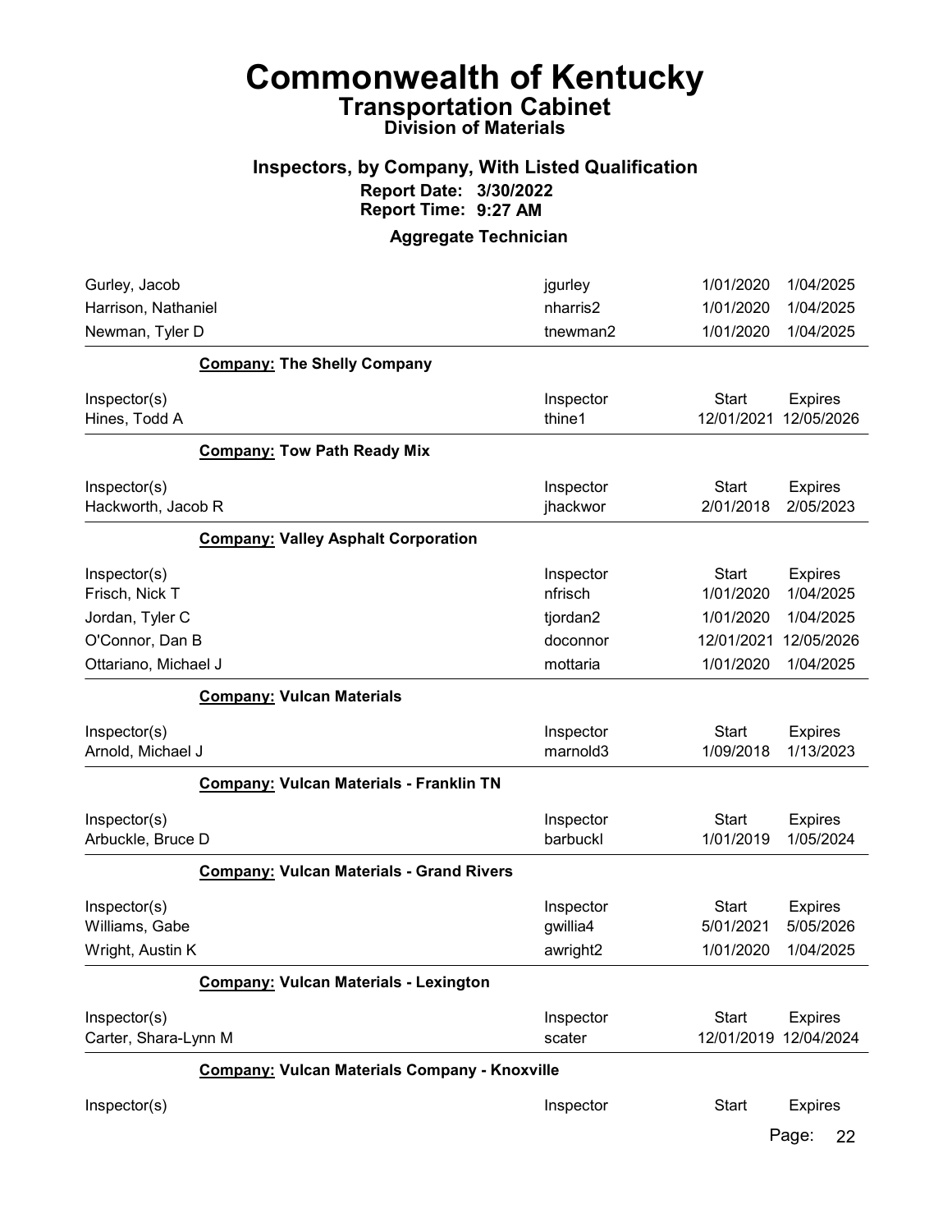# Commonwealth of Kentucky
## Transportation Cabinet
### Division of Materials

### Inspectors, by Company, With Listed Qualification
**Report Date: 3/30/2022**
**Report Time: 9:27 AM**

### Aggregate Technician

| Inspector(s) | Inspector | Start | Expires |
|---|---|---|---|
| Gurley, Jacob | jgurley | 1/01/2020 | 1/04/2025 |
| Harrison, Nathaniel | nharris2 | 1/01/2020 | 1/04/2025 |
| Newman, Tyler D | tnewman2 | 1/01/2020 | 1/04/2025 |

**Company: The Shelly Company**

| Inspector(s) | Inspector | Start | Expires |
|---|---|---|---|
| Hines, Todd A | thine1 | 12/01/2021 | 12/05/2026 |

**Company: Tow Path Ready Mix**

| Inspector(s) | Inspector | Start | Expires |
|---|---|---|---|
| Hackworth, Jacob R | jhackwor | 2/01/2018 | 2/05/2023 |

**Company: Valley Asphalt Corporation**

| Inspector(s) | Inspector | Start | Expires |
|---|---|---|---|
| Frisch, Nick T | nfrisch | 1/01/2020 | 1/04/2025 |
| Jordan, Tyler C | tjordan2 | 1/01/2020 | 1/04/2025 |
| O'Connor, Dan B | doconnor | 12/01/2021 | 12/05/2026 |
| Ottariano, Michael J | mottaria | 1/01/2020 | 1/04/2025 |

**Company: Vulcan Materials**

| Inspector(s) | Inspector | Start | Expires |
|---|---|---|---|
| Arnold, Michael J | marnold3 | 1/09/2018 | 1/13/2023 |

**Company: Vulcan Materials - Franklin TN**

| Inspector(s) | Inspector | Start | Expires |
|---|---|---|---|
| Arbuckle, Bruce D | barbuckl | 1/01/2019 | 1/05/2024 |

**Company: Vulcan Materials - Grand Rivers**

| Inspector(s) | Inspector | Start | Expires |
|---|---|---|---|
| Williams, Gabe | gwillia4 | 5/01/2021 | 5/05/2026 |
| Wright, Austin K | awright2 | 1/01/2020 | 1/04/2025 |

**Company: Vulcan Materials - Lexington**

| Inspector(s) | Inspector | Start | Expires |
|---|---|---|---|
| Carter, Shara-Lynn M | scater | 12/01/2019 | 12/04/2024 |

**Company: Vulcan Materials Company - Knoxville**

| Inspector(s) | Inspector | Start | Expires |
|---|---|---|---|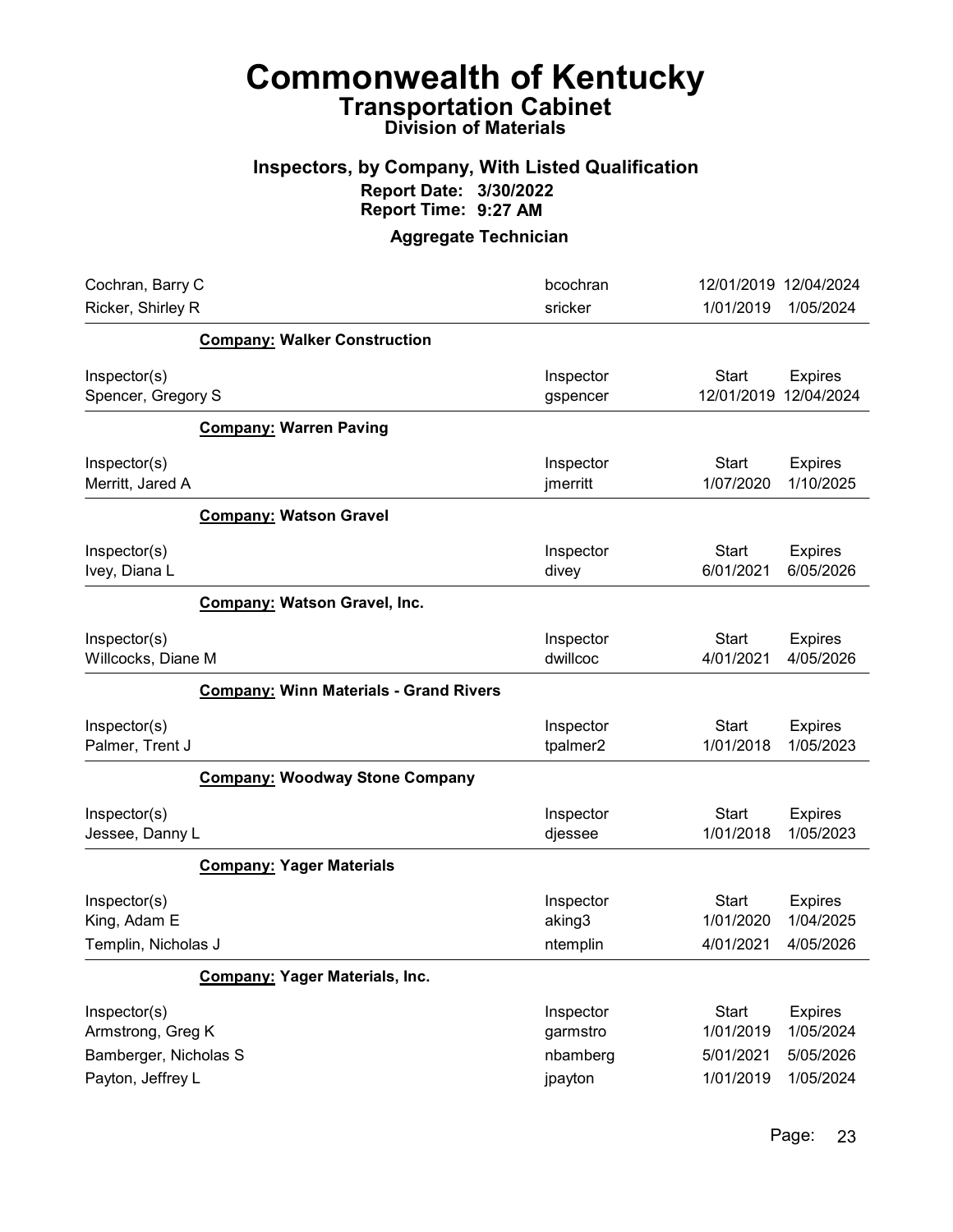# Commonwealth of Kentucky

## Transportation Cabinet

### Division of Materials

### Inspectors, by Company, With Listed Qualification

**Report Date: 3/30/2022**
**Report Time: 9:27 AM**

**Aggregate Technician**

| | | | |
|---|---|---|---|
| Cochran, Barry C | bcochran | 12/01/2019 | 12/04/2024 |
| Ricker, Shirley R | sricker | 1/01/2019 | 1/05/2024 |

**Company: Walker Construction**

| Inspector(s) | Inspector | Start | Expires |
|---|---|---|---|
| Spencer, Gregory S | gspencer | 12/01/2019 | 12/04/2024 |

**Company: Warren Paving**

| Inspector(s) | Inspector | Start | Expires |
|---|---|---|---|
| Merritt, Jared A | jmerritt | 1/07/2020 | 1/10/2025 |

**Company: Watson Gravel**

| Inspector(s) | Inspector | Start | Expires |
|---|---|---|---|
| Ivey, Diana L | divey | 6/01/2021 | 6/05/2026 |

**Company: Watson Gravel, Inc.**

| Inspector(s) | Inspector | Start | Expires |
|---|---|---|---|
| Willcocks, Diane M | dwillcoc | 4/01/2021 | 4/05/2026 |

**Company: Winn Materials - Grand Rivers**

| Inspector(s) | Inspector | Start | Expires |
|---|---|---|---|
| Palmer, Trent J | tpalmer2 | 1/01/2018 | 1/05/2023 |

**Company: Woodway Stone Company**

| Inspector(s) | Inspector | Start | Expires |
|---|---|---|---|
| Jessee, Danny L | djessee | 1/01/2018 | 1/05/2023 |

**Company: Yager Materials**

| Inspector(s) | Inspector | Start | Expires |
|---|---|---|---|
| King, Adam E | aking3 | 1/01/2020 | 1/04/2025 |
| Templin, Nicholas J | ntemplin | 4/01/2021 | 4/05/2026 |

**Company: Yager Materials, Inc.**

| Inspector(s) | Inspector | Start | Expires |
|---|---|---|---|
| Armstrong, Greg K | garmstro | 1/01/2019 | 1/05/2024 |
| Bamberger, Nicholas S | nbamberg | 5/01/2021 | 5/05/2026 |
| Payton, Jeffrey L | jpayton | 1/01/2019 | 1/05/2024 |